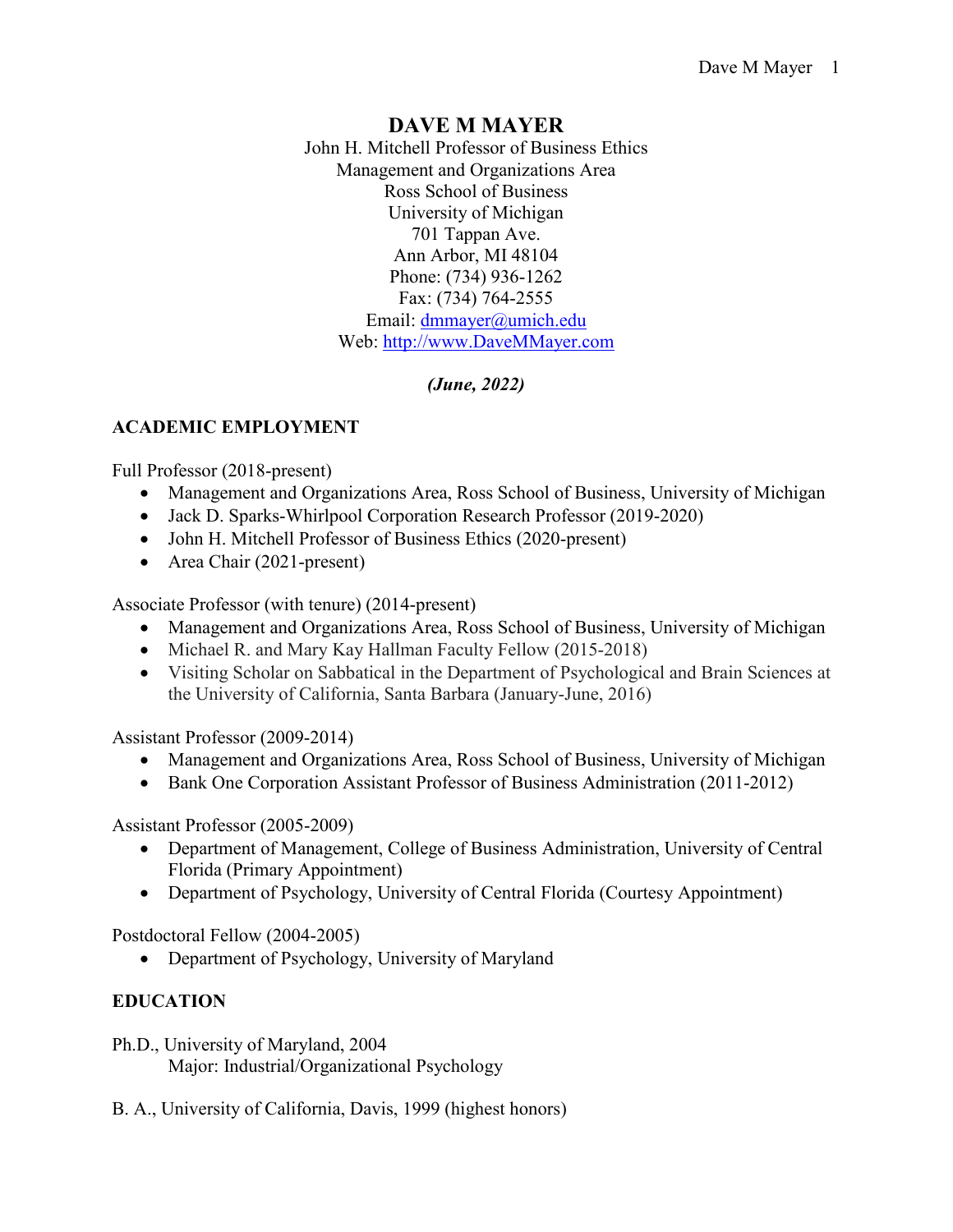# DAVE M MAYER

John H. Mitchell Professor of Business Ethics
Management and Organizations Area
Ross School of Business
University of Michigan
701 Tappan Ave.
Ann Arbor, MI 48104
Phone: (734) 936-1262
Fax: (734) 764-2555
Email: [dmmayer@umich.edu](mailto:dmmayer@umich.edu)
Web: [http://www.DaveMMayer.com](http://www.DaveMMayer.com)

***(June, 2022)***

## ACADEMIC EMPLOYMENT

Full Professor (2018-present)

- Management and Organizations Area, Ross School of Business, University of Michigan
- Jack D. Sparks-Whirlpool Corporation Research Professor (2019-2020)
- John H. Mitchell Professor of Business Ethics (2020-present)
- Area Chair (2021-present)

Associate Professor (with tenure) (2014-present)

- Management and Organizations Area, Ross School of Business, University of Michigan
- Michael R. and Mary Kay Hallman Faculty Fellow (2015-2018)
- Visiting Scholar on Sabbatical in the Department of Psychological and Brain Sciences at the University of California, Santa Barbara (January-June, 2016)

Assistant Professor (2009-2014)

- Management and Organizations Area, Ross School of Business, University of Michigan
- Bank One Corporation Assistant Professor of Business Administration (2011-2012)

Assistant Professor (2005-2009)

- Department of Management, College of Business Administration, University of Central Florida (Primary Appointment)
- Department of Psychology, University of Central Florida (Courtesy Appointment)

Postdoctoral Fellow (2004-2005)

- Department of Psychology, University of Maryland

## EDUCATION

Ph.D., University of Maryland, 2004
  Major: Industrial/Organizational Psychology

B. A., University of California, Davis, 1999 (highest honors)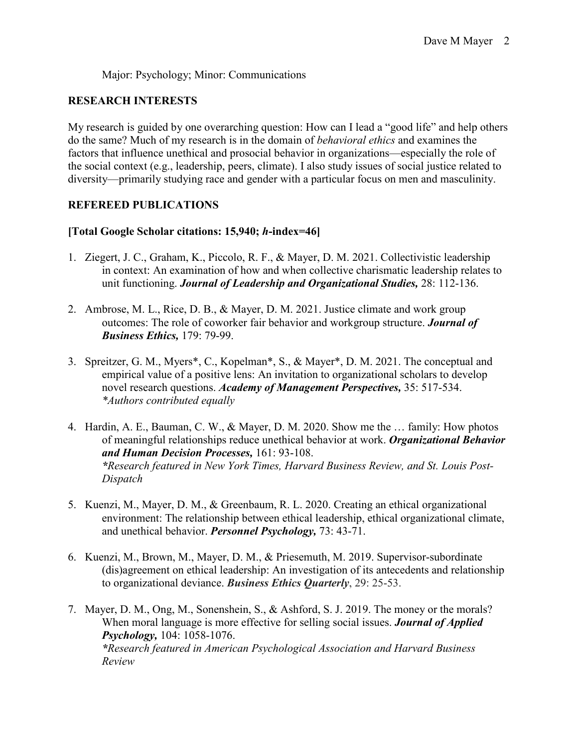Major: Psychology; Minor: Communications

## RESEARCH INTERESTS

My research is guided by one overarching question: How can I lead a "good life" and help others do the same? Much of my research is in the domain of *behavioral ethics* and examines the factors that influence unethical and prosocial behavior in organizations—especially the role of the social context (e.g., leadership, peers, climate). I also study issues of social justice related to diversity—primarily studying race and gender with a particular focus on men and masculinity.

## REFEREED PUBLICATIONS

**[Total Google Scholar citations: 15,940; *h*-index=46]**

1. Ziegert, J. C., Graham, K., Piccolo, R. F., & Mayer, D. M. 2021. Collectivistic leadership in context: An examination of how and when collective charismatic leadership relates to unit functioning. ***Journal of Leadership and Organizational Studies,*** 28: 112-136.

2. Ambrose, M. L., Rice, D. B., & Mayer, D. M. 2021. Justice climate and work group outcomes: The role of coworker fair behavior and workgroup structure. ***Journal of Business Ethics,*** 179: 79-99.

3. Spreitzer, G. M., Myers*, C., Kopelman*, S., & Mayer*, D. M. 2021. The conceptual and empirical value of a positive lens: An invitation to organizational scholars to develop novel research questions. ***Academy of Management Perspectives,*** 35: 517-534. 
   *\*Authors contributed equally*

4. Hardin, A. E., Bauman, C. W., & Mayer, D. M. 2020. Show me the … family: How photos of meaningful relationships reduce unethical behavior at work. ***Organizational Behavior and Human Decision Processes,*** 161: 93-108. 
   *\*Research featured in New York Times, Harvard Business Review, and St. Louis Post-Dispatch*

5. Kuenzi, M., Mayer, D. M., & Greenbaum, R. L. 2020. Creating an ethical organizational environment: The relationship between ethical leadership, ethical organizational climate, and unethical behavior. ***Personnel Psychology,*** 73: 43-71.

6. Kuenzi, M., Brown, M., Mayer, D. M., & Priesemuth, M. 2019. Supervisor-subordinate (dis)agreement on ethical leadership: An investigation of its antecedents and relationship to organizational deviance. ***Business Ethics Quarterly***, 29: 25-53.

7. Mayer, D. M., Ong, M., Sonenshein, S., & Ashford, S. J. 2019. The money or the morals? When moral language is more effective for selling social issues. ***Journal of Applied Psychology,*** 104: 1058-1076. 
   *\*Research featured in American Psychological Association and Harvard Business Review*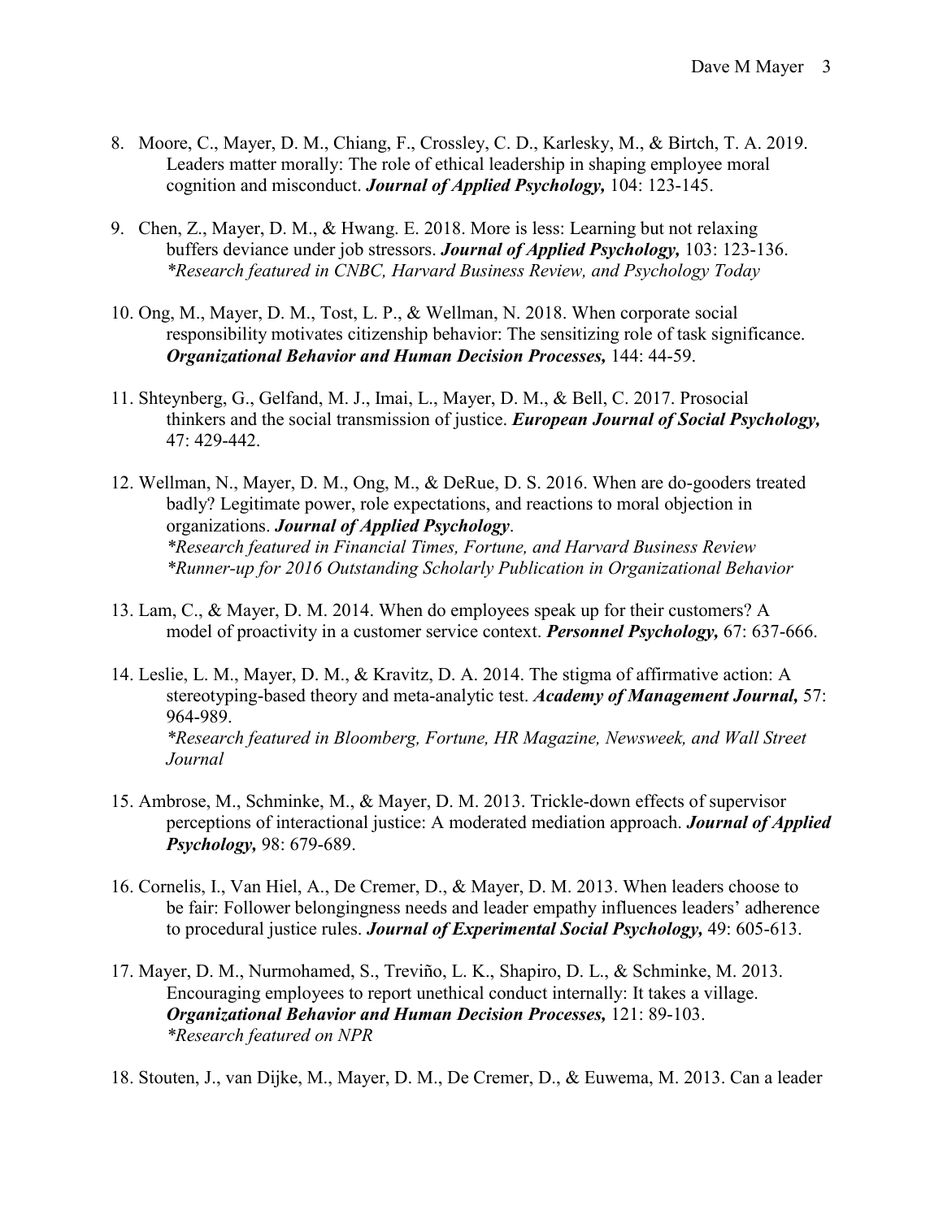8. Moore, C., Mayer, D. M., Chiang, F., Crossley, C. D., Karlesky, M., & Birtch, T. A. 2019. Leaders matter morally: The role of ethical leadership in shaping employee moral cognition and misconduct. ***Journal of Applied Psychology,*** 104: 123-145.

9. Chen, Z., Mayer, D. M., & Hwang. E. 2018. More is less: Learning but not relaxing buffers deviance under job stressors. ***Journal of Applied Psychology,*** 103: 123-136.
   *\*Research featured in CNBC, Harvard Business Review, and Psychology Today*

10. Ong, M., Mayer, D. M., Tost, L. P., & Wellman, N. 2018. When corporate social responsibility motivates citizenship behavior: The sensitizing role of task significance. ***Organizational Behavior and Human Decision Processes,*** 144: 44-59.

11. Shteynberg, G., Gelfand, M. J., Imai, L., Mayer, D. M., & Bell, C. 2017. Prosocial thinkers and the social transmission of justice. ***European Journal of Social Psychology,*** 47: 429-442.

12. Wellman, N., Mayer, D. M., Ong, M., & DeRue, D. S. 2016. When are do-gooders treated badly? Legitimate power, role expectations, and reactions to moral objection in organizations. ***Journal of Applied Psychology***.
    *\*Research featured in Financial Times, Fortune, and Harvard Business Review*
    *\*Runner-up for 2016 Outstanding Scholarly Publication in Organizational Behavior*

13. Lam, C., & Mayer, D. M. 2014. When do employees speak up for their customers? A model of proactivity in a customer service context. ***Personnel Psychology,*** 67: 637-666.

14. Leslie, L. M., Mayer, D. M., & Kravitz, D. A. 2014. The stigma of affirmative action: A stereotyping-based theory and meta-analytic test. ***Academy of Management Journal,*** 57: 964-989.
    *\*Research featured in Bloomberg, Fortune, HR Magazine, Newsweek, and Wall Street Journal*

15. Ambrose, M., Schminke, M., & Mayer, D. M. 2013. Trickle-down effects of supervisor perceptions of interactional justice: A moderated mediation approach. ***Journal of Applied Psychology,*** 98: 679-689.

16. Cornelis, I., Van Hiel, A., De Cremer, D., & Mayer, D. M. 2013. When leaders choose to be fair: Follower belongingness needs and leader empathy influences leaders' adherence to procedural justice rules. ***Journal of Experimental Social Psychology,*** 49: 605-613.

17. Mayer, D. M., Nurmohamed, S., Treviño, L. K., Shapiro, D. L., & Schminke, M. 2013. Encouraging employees to report unethical conduct internally: It takes a village. ***Organizational Behavior and Human Decision Processes,*** 121: 89-103.
    *\*Research featured on NPR*

18. Stouten, J., van Dijke, M., Mayer, D. M., De Cremer, D., & Euwema, M. 2013. Can a leader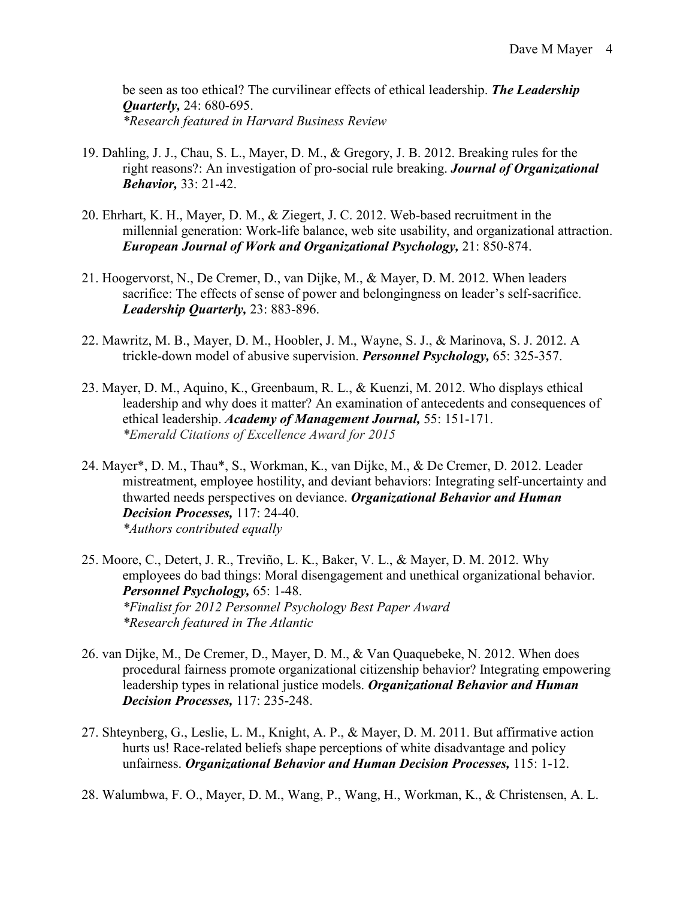be seen as too ethical? The curvilinear effects of ethical leadership. ***The Leadership Quarterly,*** 24: 680-695.
*\*Research featured in Harvard Business Review*

19. Dahling, J. J., Chau, S. L., Mayer, D. M., & Gregory, J. B. 2012. Breaking rules for the right reasons?: An investigation of pro-social rule breaking. ***Journal of Organizational Behavior,*** 33: 21-42.

20. Ehrhart, K. H., Mayer, D. M., & Ziegert, J. C. 2012. Web-based recruitment in the millennial generation: Work-life balance, web site usability, and organizational attraction. ***European Journal of Work and Organizational Psychology,*** 21: 850-874.

21. Hoogervorst, N., De Cremer, D., van Dijke, M., & Mayer, D. M. 2012. When leaders sacrifice: The effects of sense of power and belongingness on leader's self-sacrifice. ***Leadership Quarterly,*** 23: 883-896.

22. Mawritz, M. B., Mayer, D. M., Hoobler, J. M., Wayne, S. J., & Marinova, S. J. 2012. A trickle-down model of abusive supervision. ***Personnel Psychology,*** 65: 325-357.

23. Mayer, D. M., Aquino, K., Greenbaum, R. L., & Kuenzi, M. 2012. Who displays ethical leadership and why does it matter? An examination of antecedents and consequences of ethical leadership. ***Academy of Management Journal,*** 55: 151-171.
*\*Emerald Citations of Excellence Award for 2015*

24. Mayer\*, D. M., Thau\*, S., Workman, K., van Dijke, M., & De Cremer, D. 2012. Leader mistreatment, employee hostility, and deviant behaviors: Integrating self-uncertainty and thwarted needs perspectives on deviance. ***Organizational Behavior and Human Decision Processes,*** 117: 24-40.
*\*Authors contributed equally*

25. Moore, C., Detert, J. R., Treviño, L. K., Baker, V. L., & Mayer, D. M. 2012. Why employees do bad things: Moral disengagement and unethical organizational behavior. ***Personnel Psychology,*** 65: 1-48.
*\*Finalist for 2012 Personnel Psychology Best Paper Award*
*\*Research featured in The Atlantic*

26. van Dijke, M., De Cremer, D., Mayer, D. M., & Van Quaquebeke, N. 2012. When does procedural fairness promote organizational citizenship behavior? Integrating empowering leadership types in relational justice models. ***Organizational Behavior and Human Decision Processes,*** 117: 235-248.

27. Shteynberg, G., Leslie, L. M., Knight, A. P., & Mayer, D. M. 2011. But affirmative action hurts us! Race-related beliefs shape perceptions of white disadvantage and policy unfairness. ***Organizational Behavior and Human Decision Processes,*** 115: 1-12.

28. Walumbwa, F. O., Mayer, D. M., Wang, P., Wang, H., Workman, K., & Christensen, A. L.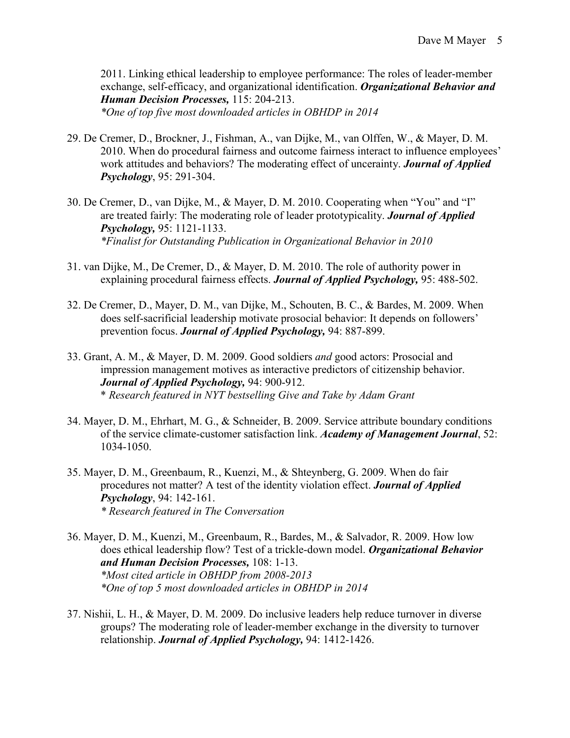2011. Linking ethical leadership to employee performance: The roles of leader-member exchange, self-efficacy, and organizational identification. ***Organizational Behavior and Human Decision Processes,*** 115: 204-213.
*\*One of top five most downloaded articles in OBHDP in 2014*

29. De Cremer, D., Brockner, J., Fishman, A., van Dijke, M., van Olffen, W., & Mayer, D. M. 2010. When do procedural fairness and outcome fairness interact to influence employees' work attitudes and behaviors? The moderating effect of uncerainty. ***Journal of Applied Psychology***, 95: 291-304.

30. De Cremer, D., van Dijke, M., & Mayer, D. M. 2010. Cooperating when "You" and "I" are treated fairly: The moderating role of leader prototypicality. ***Journal of Applied Psychology,*** 95: 1121-1133.
*\*Finalist for Outstanding Publication in Organizational Behavior in 2010*

31. van Dijke, M., De Cremer, D., & Mayer, D. M. 2010. The role of authority power in explaining procedural fairness effects. ***Journal of Applied Psychology,*** 95: 488-502.

32. De Cremer, D., Mayer, D. M., van Dijke, M., Schouten, B. C., & Bardes, M. 2009. When does self-sacrificial leadership motivate prosocial behavior: It depends on followers' prevention focus. ***Journal of Applied Psychology,*** 94: 887-899.

33. Grant, A. M., & Mayer, D. M. 2009. Good soldiers *and* good actors: Prosocial and impression management motives as interactive predictors of citizenship behavior. ***Journal of Applied Psychology,*** 94: 900-912.
\* *Research featured in NYT bestselling Give and Take by Adam Grant*

34. Mayer, D. M., Ehrhart, M. G., & Schneider, B. 2009. Service attribute boundary conditions of the service climate-customer satisfaction link. ***Academy of Management Journal***, 52: 1034-1050.

35. Mayer, D. M., Greenbaum, R., Kuenzi, M., & Shteynberg, G. 2009. When do fair procedures not matter? A test of the identity violation effect. ***Journal of Applied Psychology***, 94: 142-161.
*\* Research featured in The Conversation*

36. Mayer, D. M., Kuenzi, M., Greenbaum, R., Bardes, M., & Salvador, R. 2009. How low does ethical leadership flow? Test of a trickle-down model. ***Organizational Behavior and Human Decision Processes,*** 108: 1-13.
*\*Most cited article in OBHDP from 2008-2013*
*\*One of top 5 most downloaded articles in OBHDP in 2014*

37. Nishii, L. H., & Mayer, D. M. 2009. Do inclusive leaders help reduce turnover in diverse groups? The moderating role of leader-member exchange in the diversity to turnover relationship. ***Journal of Applied Psychology,*** 94: 1412-1426.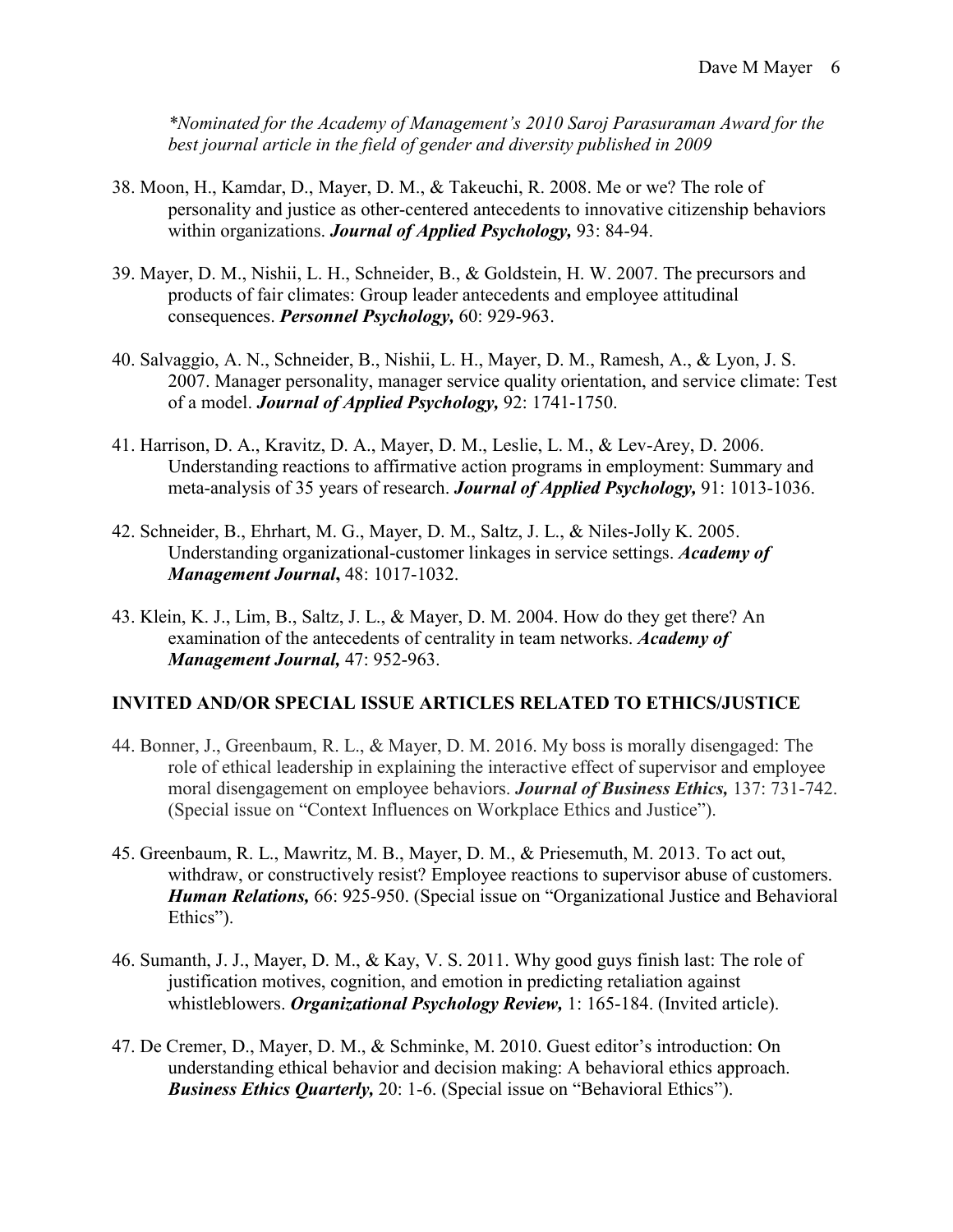*\*Nominated for the Academy of Management's 2010 Saroj Parasuraman Award for the best journal article in the field of gender and diversity published in 2009*

38. Moon, H., Kamdar, D., Mayer, D. M., & Takeuchi, R. 2008. Me or we? The role of personality and justice as other-centered antecedents to innovative citizenship behaviors within organizations. ***Journal of Applied Psychology,*** 93: 84-94.

39. Mayer, D. M., Nishii, L. H., Schneider, B., & Goldstein, H. W. 2007. The precursors and products of fair climates: Group leader antecedents and employee attitudinal consequences. ***Personnel Psychology,*** 60: 929-963.

40. Salvaggio, A. N., Schneider, B., Nishii, L. H., Mayer, D. M., Ramesh, A., & Lyon, J. S. 2007. Manager personality, manager service quality orientation, and service climate: Test of a model. ***Journal of Applied Psychology,*** 92: 1741-1750.

41. Harrison, D. A., Kravitz, D. A., Mayer, D. M., Leslie, L. M., & Lev-Arey, D. 2006. Understanding reactions to affirmative action programs in employment: Summary and meta-analysis of 35 years of research. ***Journal of Applied Psychology,*** 91: 1013-1036.

42. Schneider, B., Ehrhart, M. G., Mayer, D. M., Saltz, J. L., & Niles-Jolly K. 2005. Understanding organizational-customer linkages in service settings. ***Academy of Management Journal***, 48: 1017-1032.

43. Klein, K. J., Lim, B., Saltz, J. L., & Mayer, D. M. 2004. How do they get there? An examination of the antecedents of centrality in team networks. ***Academy of Management Journal,*** 47: 952-963.

## INVITED AND/OR SPECIAL ISSUE ARTICLES RELATED TO ETHICS/JUSTICE

44. Bonner, J., Greenbaum, R. L., & Mayer, D. M. 2016. My boss is morally disengaged: The role of ethical leadership in explaining the interactive effect of supervisor and employee moral disengagement on employee behaviors. ***Journal of Business Ethics,*** 137: 731-742. (Special issue on "Context Influences on Workplace Ethics and Justice").

45. Greenbaum, R. L., Mawritz, M. B., Mayer, D. M., & Priesemuth, M. 2013. To act out, withdraw, or constructively resist? Employee reactions to supervisor abuse of customers. ***Human Relations,*** 66: 925-950. (Special issue on "Organizational Justice and Behavioral Ethics").

46. Sumanth, J. J., Mayer, D. M., & Kay, V. S. 2011. Why good guys finish last: The role of justification motives, cognition, and emotion in predicting retaliation against whistleblowers. ***Organizational Psychology Review,*** 1: 165-184. (Invited article).

47. De Cremer, D., Mayer, D. M., & Schminke, M. 2010. Guest editor's introduction: On understanding ethical behavior and decision making: A behavioral ethics approach. ***Business Ethics Quarterly,*** 20: 1-6. (Special issue on "Behavioral Ethics").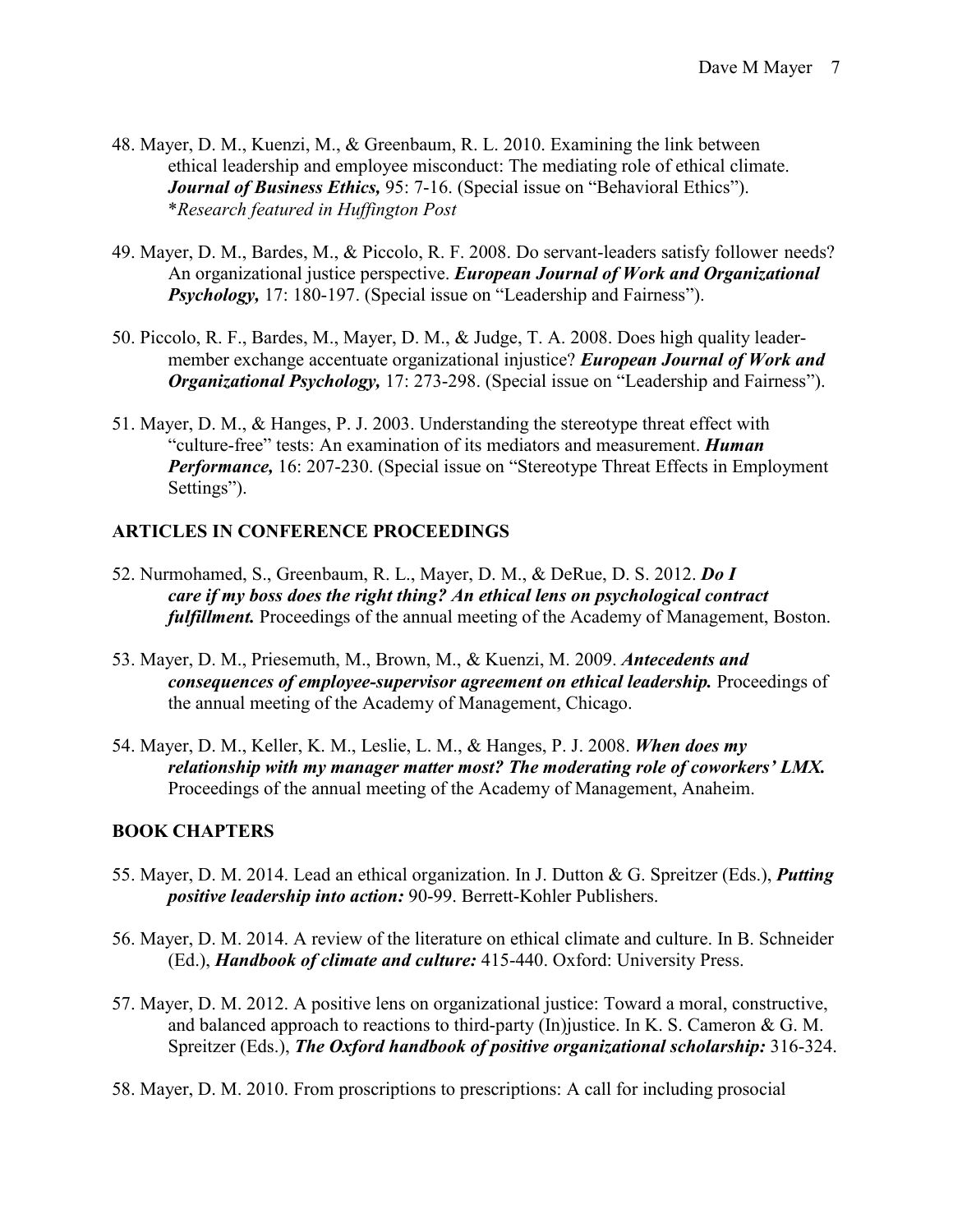48. Mayer, D. M., Kuenzi, M., & Greenbaum, R. L. 2010. Examining the link between ethical leadership and employee misconduct: The mediating role of ethical climate. ***Journal of Business Ethics,*** 95: 7-16. (Special issue on "Behavioral Ethics"). **Research featured in Huffington Post*

49. Mayer, D. M., Bardes, M., & Piccolo, R. F. 2008. Do servant-leaders satisfy follower needs? An organizational justice perspective. ***European Journal of Work and Organizational Psychology,*** 17: 180-197. (Special issue on "Leadership and Fairness").

50. Piccolo, R. F., Bardes, M., Mayer, D. M., & Judge, T. A. 2008. Does high quality leader-member exchange accentuate organizational injustice? ***European Journal of Work and Organizational Psychology,*** 17: 273-298. (Special issue on "Leadership and Fairness").

51. Mayer, D. M., & Hanges, P. J. 2003. Understanding the stereotype threat effect with "culture-free" tests: An examination of its mediators and measurement. ***Human Performance,*** 16: 207-230. (Special issue on "Stereotype Threat Effects in Employment Settings").

## ARTICLES IN CONFERENCE PROCEEDINGS

52. Nurmohamed, S., Greenbaum, R. L., Mayer, D. M., & DeRue, D. S. 2012. ***Do I care if my boss does the right thing? An ethical lens on psychological contract fulfillment.*** Proceedings of the annual meeting of the Academy of Management, Boston.

53. Mayer, D. M., Priesemuth, M., Brown, M., & Kuenzi, M. 2009. ***Antecedents and consequences of employee-supervisor agreement on ethical leadership.*** Proceedings of the annual meeting of the Academy of Management, Chicago.

54. Mayer, D. M., Keller, K. M., Leslie, L. M., & Hanges, P. J. 2008. ***When does my relationship with my manager matter most? The moderating role of coworkers' LMX.*** Proceedings of the annual meeting of the Academy of Management, Anaheim.

## BOOK CHAPTERS

55. Mayer, D. M. 2014. Lead an ethical organization. In J. Dutton & G. Spreitzer (Eds.), ***Putting positive leadership into action:*** 90-99. Berrett-Kohler Publishers.

56. Mayer, D. M. 2014. A review of the literature on ethical climate and culture. In B. Schneider (Ed.), ***Handbook of climate and culture:*** 415-440. Oxford: University Press.

57. Mayer, D. M. 2012. A positive lens on organizational justice: Toward a moral, constructive, and balanced approach to reactions to third-party (In)justice. In K. S. Cameron & G. M. Spreitzer (Eds.), ***The Oxford handbook of positive organizational scholarship:*** 316-324.

58. Mayer, D. M. 2010. From proscriptions to prescriptions: A call for including prosocial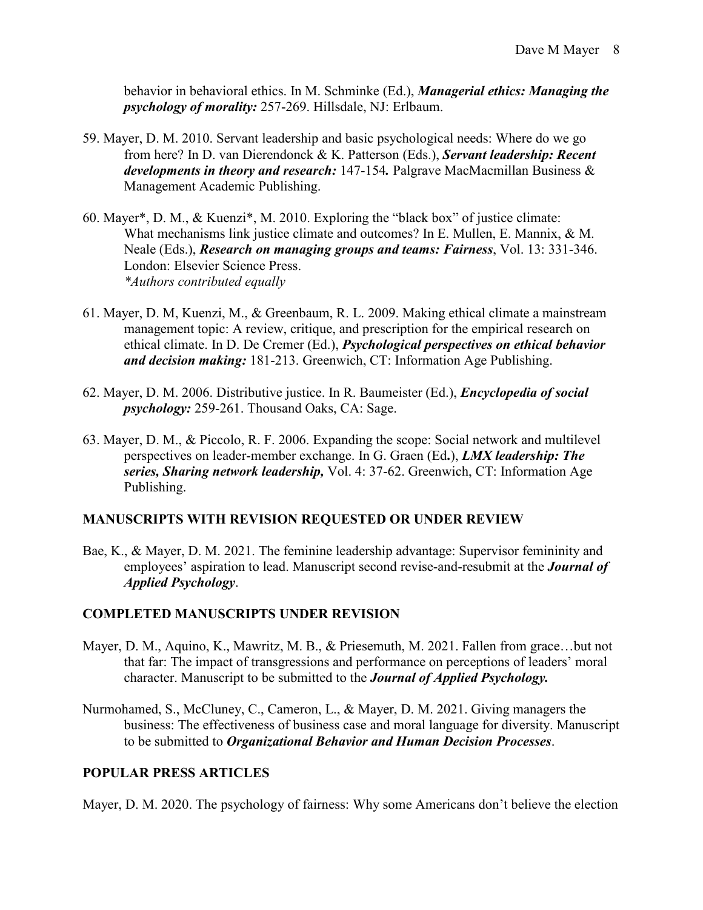behavior in behavioral ethics. In M. Schminke (Ed.), ***Managerial ethics: Managing the psychology of morality:*** 257-269. Hillsdale, NJ: Erlbaum.

59. Mayer, D. M. 2010. Servant leadership and basic psychological needs: Where do we go from here? In D. van Dierendonck & K. Patterson (Eds.), ***Servant leadership: Recent developments in theory and research:*** 147-154**.** Palgrave MacMacmillan Business & Management Academic Publishing.

60. Mayer*, D. M., & Kuenzi*, M. 2010. Exploring the "black box" of justice climate: What mechanisms link justice climate and outcomes? In E. Mullen, E. Mannix, & M. Neale (Eds.), ***Research on managing groups and teams: Fairness***, Vol. 13: 331-346. London: Elsevier Science Press.
*\*Authors contributed equally*

61. Mayer, D. M, Kuenzi, M., & Greenbaum, R. L. 2009. Making ethical climate a mainstream management topic: A review, critique, and prescription for the empirical research on ethical climate. In D. De Cremer (Ed.), ***Psychological perspectives on ethical behavior and decision making:*** 181-213. Greenwich, CT: Information Age Publishing.

62. Mayer, D. M. 2006. Distributive justice. In R. Baumeister (Ed.), ***Encyclopedia of social psychology:*** 259-261. Thousand Oaks, CA: Sage.

63. Mayer, D. M., & Piccolo, R. F. 2006. Expanding the scope: Social network and multilevel perspectives on leader-member exchange. In G. Graen (Ed**.**), ***LMX leadership: The series, Sharing network leadership,*** Vol. 4: 37-62. Greenwich, CT: Information Age Publishing.

## MANUSCRIPTS WITH REVISION REQUESTED OR UNDER REVIEW

Bae, K., & Mayer, D. M. 2021. The feminine leadership advantage: Supervisor femininity and employees' aspiration to lead. Manuscript second revise-and-resubmit at the ***Journal of Applied Psychology***.

## COMPLETED MANUSCRIPTS UNDER REVISION

Mayer, D. M., Aquino, K., Mawritz, M. B., & Priesemuth, M. 2021. Fallen from grace…but not that far: The impact of transgressions and performance on perceptions of leaders' moral character. Manuscript to be submitted to the ***Journal of Applied Psychology.***

Nurmohamed, S., McCluney, C., Cameron, L., & Mayer, D. M. 2021. Giving managers the business: The effectiveness of business case and moral language for diversity. Manuscript to be submitted to ***Organizational Behavior and Human Decision Processes***.

## POPULAR PRESS ARTICLES

Mayer, D. M. 2020. The psychology of fairness: Why some Americans don't believe the election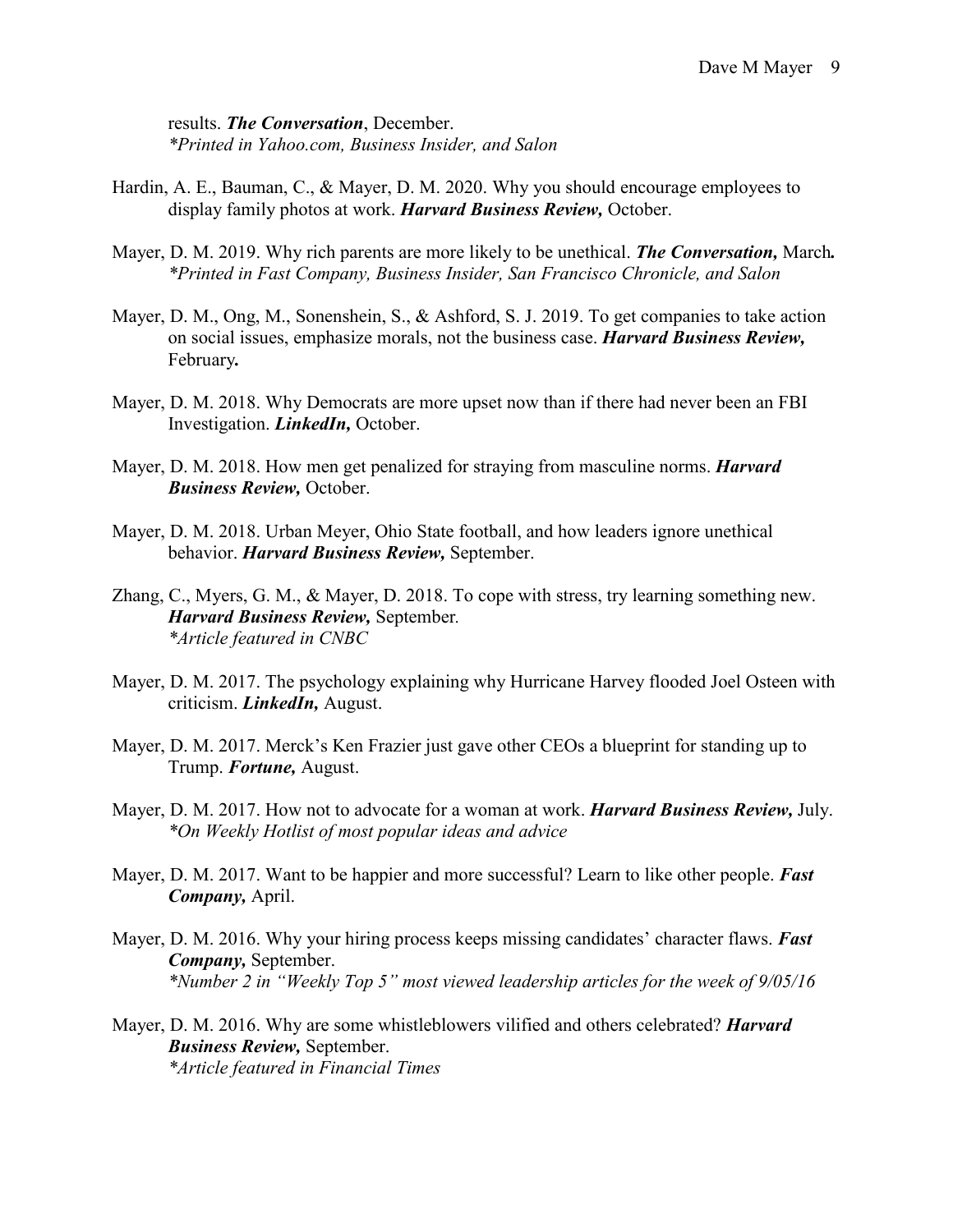results. ***The Conversation***, December.
*\*Printed in Yahoo.com, Business Insider, and Salon*

Hardin, A. E., Bauman, C., & Mayer, D. M. 2020. Why you should encourage employees to display family photos at work. ***Harvard Business Review,*** October.

Mayer, D. M. 2019. Why rich parents are more likely to be unethical. ***The Conversation,*** March***.***
*\*Printed in Fast Company, Business Insider, San Francisco Chronicle, and Salon*

Mayer, D. M., Ong, M., Sonenshein, S., & Ashford, S. J. 2019. To get companies to take action on social issues, emphasize morals, not the business case. ***Harvard Business Review,*** February**.**

Mayer, D. M. 2018. Why Democrats are more upset now than if there had never been an FBI Investigation. ***LinkedIn,*** October.

Mayer, D. M. 2018. How men get penalized for straying from masculine norms. ***Harvard Business Review,*** October.

Mayer, D. M. 2018. Urban Meyer, Ohio State football, and how leaders ignore unethical behavior. ***Harvard Business Review,*** September.

Zhang, C., Myers, G. M., & Mayer, D. 2018. To cope with stress, try learning something new. ***Harvard Business Review,*** September*.*
*\*Article featured in CNBC*

Mayer, D. M. 2017. The psychology explaining why Hurricane Harvey flooded Joel Osteen with criticism. ***LinkedIn,*** August.

Mayer, D. M. 2017. Merck's Ken Frazier just gave other CEOs a blueprint for standing up to Trump. ***Fortune,*** August.

Mayer, D. M. 2017. How not to advocate for a woman at work. ***Harvard Business Review,*** July.
*\*On Weekly Hotlist of most popular ideas and advice*

Mayer, D. M. 2017. Want to be happier and more successful? Learn to like other people. ***Fast Company,*** April.

Mayer, D. M. 2016. Why your hiring process keeps missing candidates' character flaws. ***Fast Company,*** September.
*\*Number 2 in "Weekly Top 5" most viewed leadership articles for the week of 9/05/16*

Mayer, D. M. 2016. Why are some whistleblowers vilified and others celebrated? ***Harvard Business Review,*** September.
*\*Article featured in Financial Times*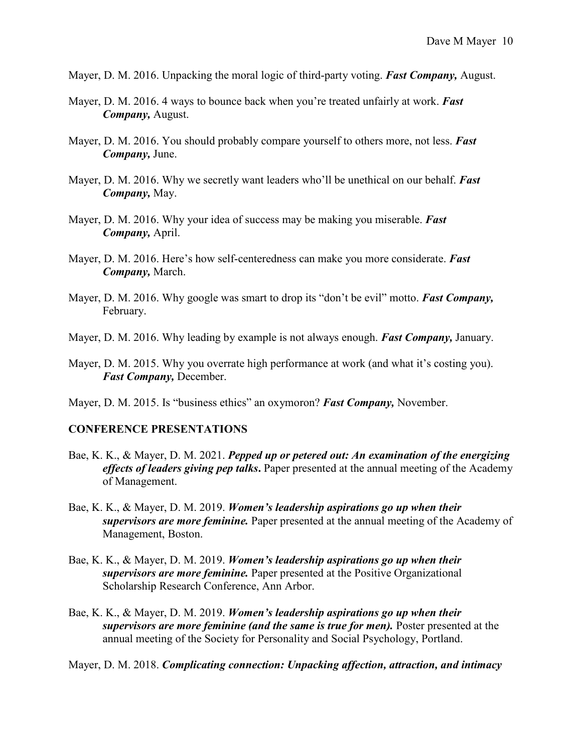Mayer, D. M. 2016. Unpacking the moral logic of third-party voting. ***Fast Company,*** August.

Mayer, D. M. 2016. 4 ways to bounce back when you're treated unfairly at work. ***Fast Company,*** August.

Mayer, D. M. 2016. You should probably compare yourself to others more, not less. ***Fast Company,*** June.

Mayer, D. M. 2016. Why we secretly want leaders who'll be unethical on our behalf. ***Fast Company,*** May.

Mayer, D. M. 2016. Why your idea of success may be making you miserable. ***Fast Company,*** April.

Mayer, D. M. 2016. Here's how self-centeredness can make you more considerate. ***Fast Company,*** March.

Mayer, D. M. 2016. Why google was smart to drop its "don't be evil" motto. ***Fast Company,*** February.

Mayer, D. M. 2016. Why leading by example is not always enough. ***Fast Company,*** January.

Mayer, D. M. 2015. Why you overrate high performance at work (and what it's costing you). ***Fast Company,*** December.

Mayer, D. M. 2015. Is "business ethics" an oxymoron? ***Fast Company,*** November.

## CONFERENCE PRESENTATIONS

Bae, K. K., & Mayer, D. M. 2021. ***Pepped up or petered out: An examination of the energizing effects of leaders giving pep talks*.** Paper presented at the annual meeting of the Academy of Management.

Bae, K. K., & Mayer, D. M. 2019. ***Women's leadership aspirations go up when their supervisors are more feminine.*** Paper presented at the annual meeting of the Academy of Management, Boston.

Bae, K. K., & Mayer, D. M. 2019. ***Women's leadership aspirations go up when their supervisors are more feminine.*** Paper presented at the Positive Organizational Scholarship Research Conference, Ann Arbor.

Bae, K. K., & Mayer, D. M. 2019. ***Women's leadership aspirations go up when their supervisors are more feminine (and the same is true for men).*** Poster presented at the annual meeting of the Society for Personality and Social Psychology, Portland.

Mayer, D. M. 2018. ***Complicating connection: Unpacking affection, attraction, and intimacy***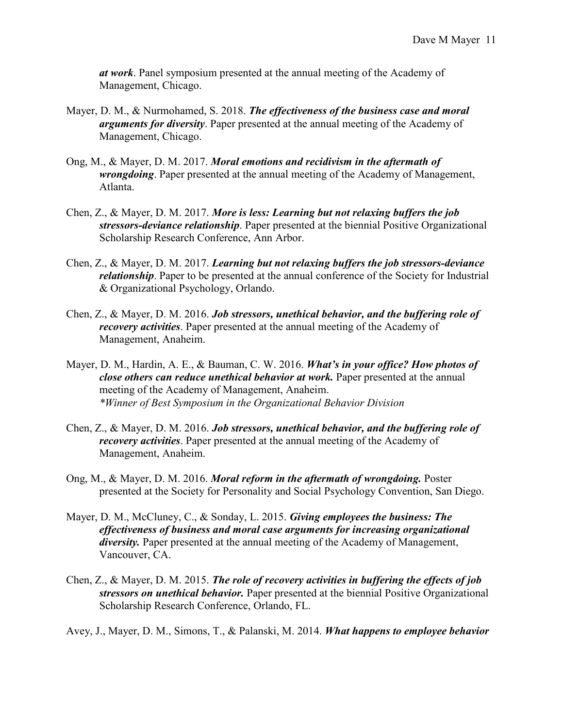***at work***. Panel symposium presented at the annual meeting of the Academy of Management, Chicago.

Mayer, D. M., & Nurmohamed, S. 2018. ***The effectiveness of the business case and moral arguments for diversity***. Paper presented at the annual meeting of the Academy of Management, Chicago.

Ong, M., & Mayer, D. M. 2017. ***Moral emotions and recidivism in the aftermath of wrongdoing***. Paper presented at the annual meeting of the Academy of Management, Atlanta.

Chen, Z., & Mayer, D. M. 2017. ***More is less: Learning but not relaxing buffers the job stressors-deviance relationship***. Paper presented at the biennial Positive Organizational Scholarship Research Conference, Ann Arbor.

Chen, Z., & Mayer, D. M. 2017. ***Learning but not relaxing buffers the job stressors-deviance relationship***. Paper to be presented at the annual conference of the Society for Industrial & Organizational Psychology, Orlando.

Chen, Z., & Mayer, D. M. 2016. ***Job stressors, unethical behavior, and the buffering role of recovery activities***. Paper presented at the annual meeting of the Academy of Management, Anaheim.

Mayer, D. M., Hardin, A. E., & Bauman, C. W. 2016. ***What's in your office? How photos of close others can reduce unethical behavior at work.*** Paper presented at the annual meeting of the Academy of Management, Anaheim.
*\*Winner of Best Symposium in the Organizational Behavior Division*

Chen, Z., & Mayer, D. M. 2016. ***Job stressors, unethical behavior, and the buffering role of recovery activities***. Paper presented at the annual meeting of the Academy of Management, Anaheim.

Ong, M., & Mayer, D. M. 2016. ***Moral reform in the aftermath of wrongdoing.*** Poster presented at the Society for Personality and Social Psychology Convention, San Diego.

Mayer, D. M., McCluney, C., & Sonday, L. 2015. ***Giving employees the business: The effectiveness of business and moral case arguments for increasing organizational diversity.*** Paper presented at the annual meeting of the Academy of Management, Vancouver, CA.

Chen, Z., & Mayer, D. M. 2015. ***The role of recovery activities in buffering the effects of job stressors on unethical behavior.*** Paper presented at the biennial Positive Organizational Scholarship Research Conference, Orlando, FL.

Avey, J., Mayer, D. M., Simons, T., & Palanski, M. 2014. ***What happens to employee behavior***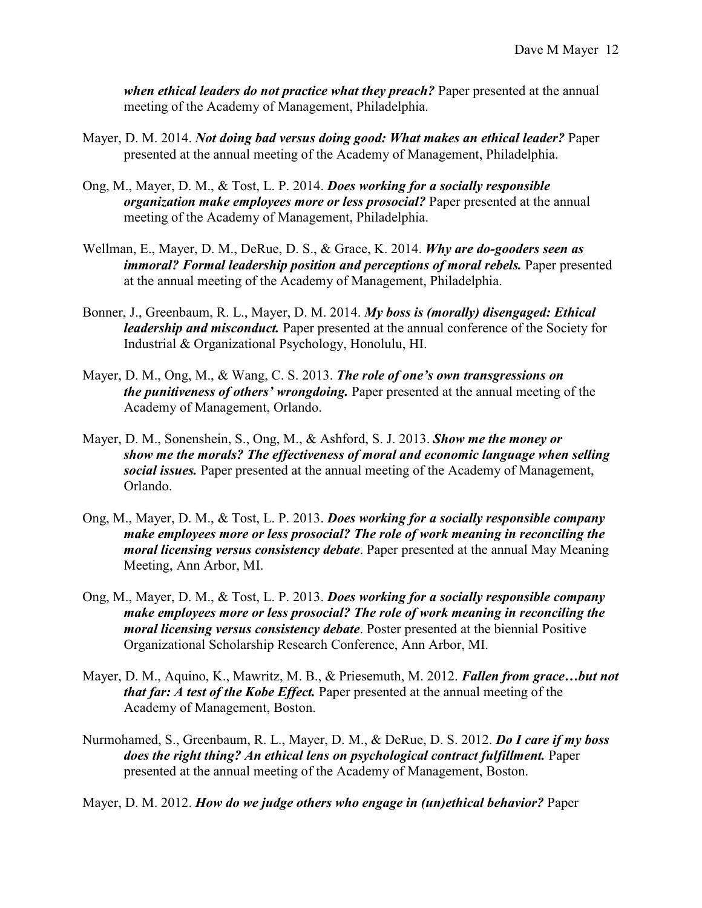***when ethical leaders do not practice what they preach?*** Paper presented at the annual meeting of the Academy of Management, Philadelphia.

Mayer, D. M. 2014. ***Not doing bad versus doing good: What makes an ethical leader?*** Paper presented at the annual meeting of the Academy of Management, Philadelphia.

Ong, M., Mayer, D. M., & Tost, L. P. 2014. ***Does working for a socially responsible organization make employees more or less prosocial?*** Paper presented at the annual meeting of the Academy of Management, Philadelphia.

Wellman, E., Mayer, D. M., DeRue, D. S., & Grace, K. 2014. ***Why are do-gooders seen as immoral? Formal leadership position and perceptions of moral rebels.*** Paper presented at the annual meeting of the Academy of Management, Philadelphia.

Bonner, J., Greenbaum, R. L., Mayer, D. M. 2014. ***My boss is (morally) disengaged: Ethical leadership and misconduct.*** Paper presented at the annual conference of the Society for Industrial & Organizational Psychology, Honolulu, HI.

Mayer, D. M., Ong, M., & Wang, C. S. 2013. ***The role of one's own transgressions on the punitiveness of others' wrongdoing.*** Paper presented at the annual meeting of the Academy of Management, Orlando.

Mayer, D. M., Sonenshein, S., Ong, M., & Ashford, S. J. 2013. ***Show me the money or show me the morals? The effectiveness of moral and economic language when selling social issues.*** Paper presented at the annual meeting of the Academy of Management, Orlando.

Ong, M., Mayer, D. M., & Tost, L. P. 2013. ***Does working for a socially responsible company make employees more or less prosocial? The role of work meaning in reconciling the moral licensing versus consistency debate***. Paper presented at the annual May Meaning Meeting, Ann Arbor, MI.

Ong, M., Mayer, D. M., & Tost, L. P. 2013. ***Does working for a socially responsible company make employees more or less prosocial? The role of work meaning in reconciling the moral licensing versus consistency debate***. Poster presented at the biennial Positive Organizational Scholarship Research Conference, Ann Arbor, MI.

Mayer, D. M., Aquino, K., Mawritz, M. B., & Priesemuth, M. 2012. ***Fallen from grace…but not that far: A test of the Kobe Effect.*** Paper presented at the annual meeting of the Academy of Management, Boston.

Nurmohamed, S., Greenbaum, R. L., Mayer, D. M., & DeRue, D. S. 2012. ***Do I care if my boss does the right thing? An ethical lens on psychological contract fulfillment.*** Paper presented at the annual meeting of the Academy of Management, Boston.

Mayer, D. M. 2012. ***How do we judge others who engage in (un)ethical behavior?*** Paper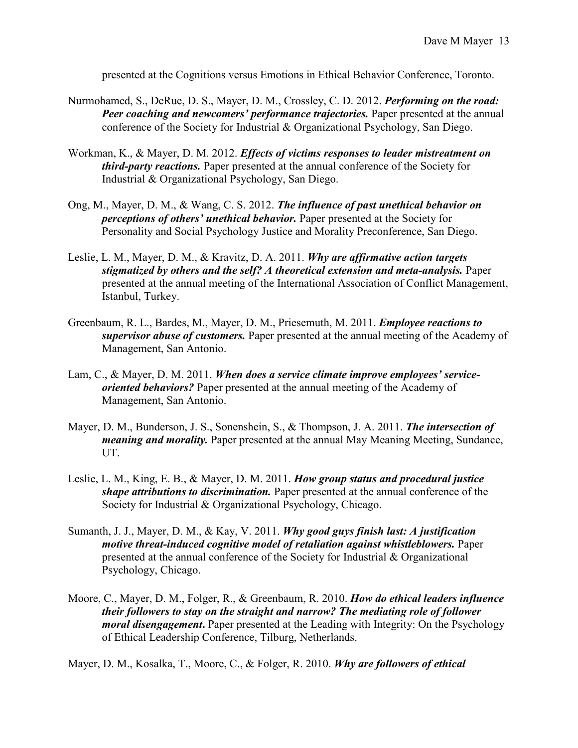presented at the Cognitions versus Emotions in Ethical Behavior Conference, Toronto.

Nurmohamed, S., DeRue, D. S., Mayer, D. M., Crossley, C. D. 2012. ***Performing on the road: Peer coaching and newcomers' performance trajectories.*** Paper presented at the annual conference of the Society for Industrial & Organizational Psychology, San Diego.

Workman, K., & Mayer, D. M. 2012. ***Effects of victims responses to leader mistreatment on third-party reactions.*** Paper presented at the annual conference of the Society for Industrial & Organizational Psychology, San Diego.

Ong, M., Mayer, D. M., & Wang, C. S. 2012. ***The influence of past unethical behavior on perceptions of others' unethical behavior.*** Paper presented at the Society for Personality and Social Psychology Justice and Morality Preconference, San Diego.

Leslie, L. M., Mayer, D. M., & Kravitz, D. A. 2011. ***Why are affirmative action targets stigmatized by others and the self? A theoretical extension and meta-analysis.*** Paper presented at the annual meeting of the International Association of Conflict Management, Istanbul, Turkey.

Greenbaum, R. L., Bardes, M., Mayer, D. M., Priesemuth, M. 2011. ***Employee reactions to supervisor abuse of customers.*** Paper presented at the annual meeting of the Academy of Management, San Antonio.

Lam, C., & Mayer, D. M. 2011. ***When does a service climate improve employees' service-oriented behaviors?*** Paper presented at the annual meeting of the Academy of Management, San Antonio.

Mayer, D. M., Bunderson, J. S., Sonenshein, S., & Thompson, J. A. 2011. ***The intersection of meaning and morality.*** Paper presented at the annual May Meaning Meeting, Sundance, UT.

Leslie, L. M., King, E. B., & Mayer, D. M. 2011. ***How group status and procedural justice shape attributions to discrimination.*** Paper presented at the annual conference of the Society for Industrial & Organizational Psychology, Chicago.

Sumanth, J. J., Mayer, D. M., & Kay, V. 2011. ***Why good guys finish last: A justification motive threat-induced cognitive model of retaliation against whistleblowers.*** Paper presented at the annual conference of the Society for Industrial & Organizational Psychology, Chicago.

Moore, C., Mayer, D. M., Folger, R., & Greenbaum, R. 2010. ***How do ethical leaders influence their followers to stay on the straight and narrow? The mediating role of follower moral disengagement***. Paper presented at the Leading with Integrity: On the Psychology of Ethical Leadership Conference, Tilburg, Netherlands.

Mayer, D. M., Kosalka, T., Moore, C., & Folger, R. 2010. ***Why are followers of ethical***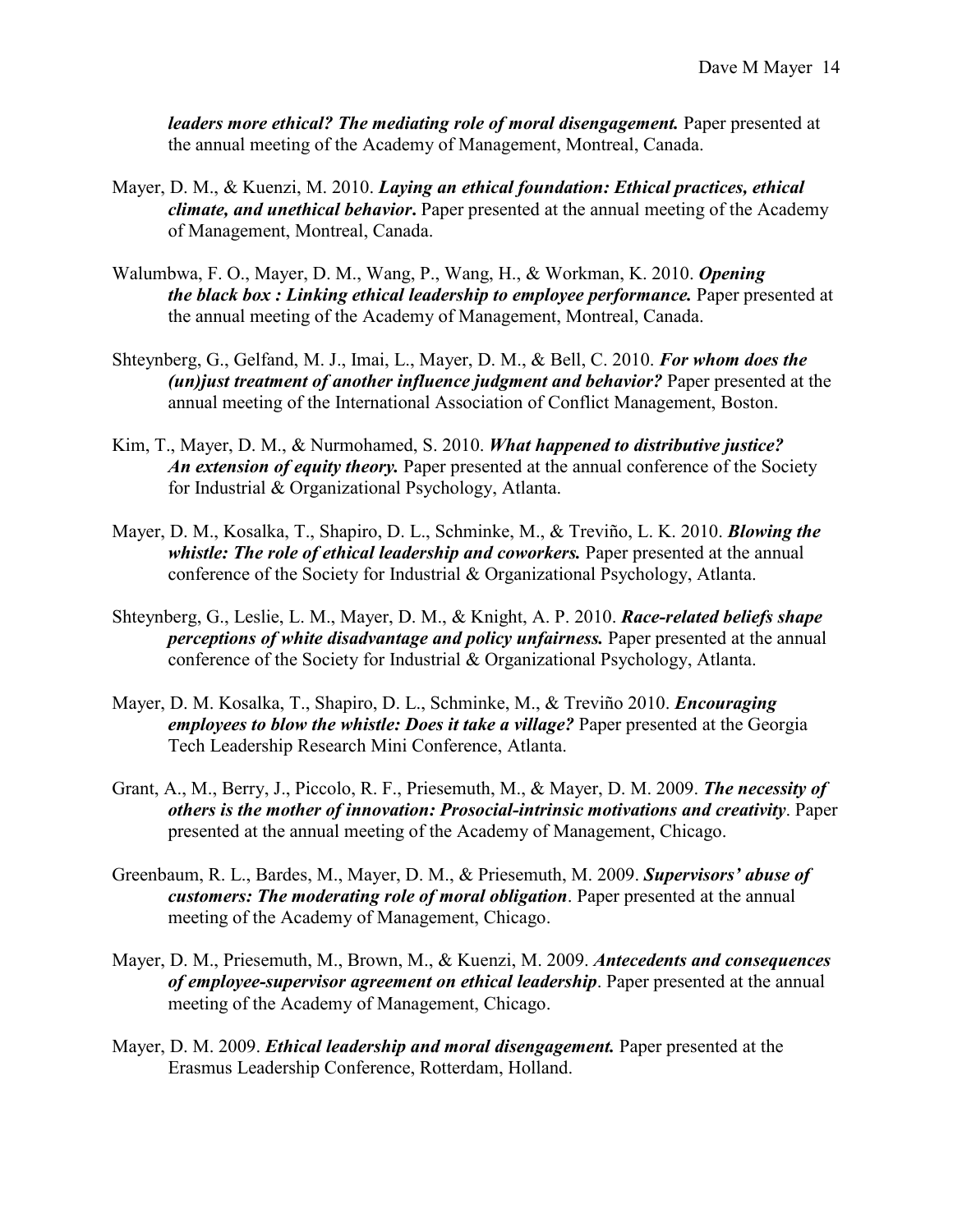***leaders more ethical? The mediating role of moral disengagement.*** Paper presented at the annual meeting of the Academy of Management, Montreal, Canada.

Mayer, D. M., & Kuenzi, M. 2010. ***Laying an ethical foundation: Ethical practices, ethical climate, and unethical behavior*.** Paper presented at the annual meeting of the Academy of Management, Montreal, Canada.

Walumbwa, F. O., Mayer, D. M., Wang, P., Wang, H., & Workman, K. 2010. ***Opening the black box : Linking ethical leadership to employee performance.*** Paper presented at the annual meeting of the Academy of Management, Montreal, Canada.

Shteynberg, G., Gelfand, M. J., Imai, L., Mayer, D. M., & Bell, C. 2010. ***For whom does the (un)just treatment of another influence judgment and behavior?*** Paper presented at the annual meeting of the International Association of Conflict Management, Boston.

Kim, T., Mayer, D. M., & Nurmohamed, S. 2010. ***What happened to distributive justice? An extension of equity theory.*** Paper presented at the annual conference of the Society for Industrial & Organizational Psychology, Atlanta.

Mayer, D. M., Kosalka, T., Shapiro, D. L., Schminke, M., & Treviño, L. K. 2010. ***Blowing the whistle: The role of ethical leadership and coworkers.*** Paper presented at the annual conference of the Society for Industrial & Organizational Psychology, Atlanta.

Shteynberg, G., Leslie, L. M., Mayer, D. M., & Knight, A. P. 2010. ***Race-related beliefs shape perceptions of white disadvantage and policy unfairness.*** Paper presented at the annual conference of the Society for Industrial & Organizational Psychology, Atlanta.

Mayer, D. M. Kosalka, T., Shapiro, D. L., Schminke, M., & Treviño 2010. ***Encouraging employees to blow the whistle: Does it take a village?*** Paper presented at the Georgia Tech Leadership Research Mini Conference, Atlanta.

Grant, A., M., Berry, J., Piccolo, R. F., Priesemuth, M., & Mayer, D. M. 2009. ***The necessity of others is the mother of innovation: Prosocial-intrinsic motivations and creativity***. Paper presented at the annual meeting of the Academy of Management, Chicago.

Greenbaum, R. L., Bardes, M., Mayer, D. M., & Priesemuth, M. 2009. ***Supervisors' abuse of customers: The moderating role of moral obligation***. Paper presented at the annual meeting of the Academy of Management, Chicago.

Mayer, D. M., Priesemuth, M., Brown, M., & Kuenzi, M. 2009. ***Antecedents and consequences of employee-supervisor agreement on ethical leadership***. Paper presented at the annual meeting of the Academy of Management, Chicago.

Mayer, D. M. 2009. ***Ethical leadership and moral disengagement.*** Paper presented at the Erasmus Leadership Conference, Rotterdam, Holland.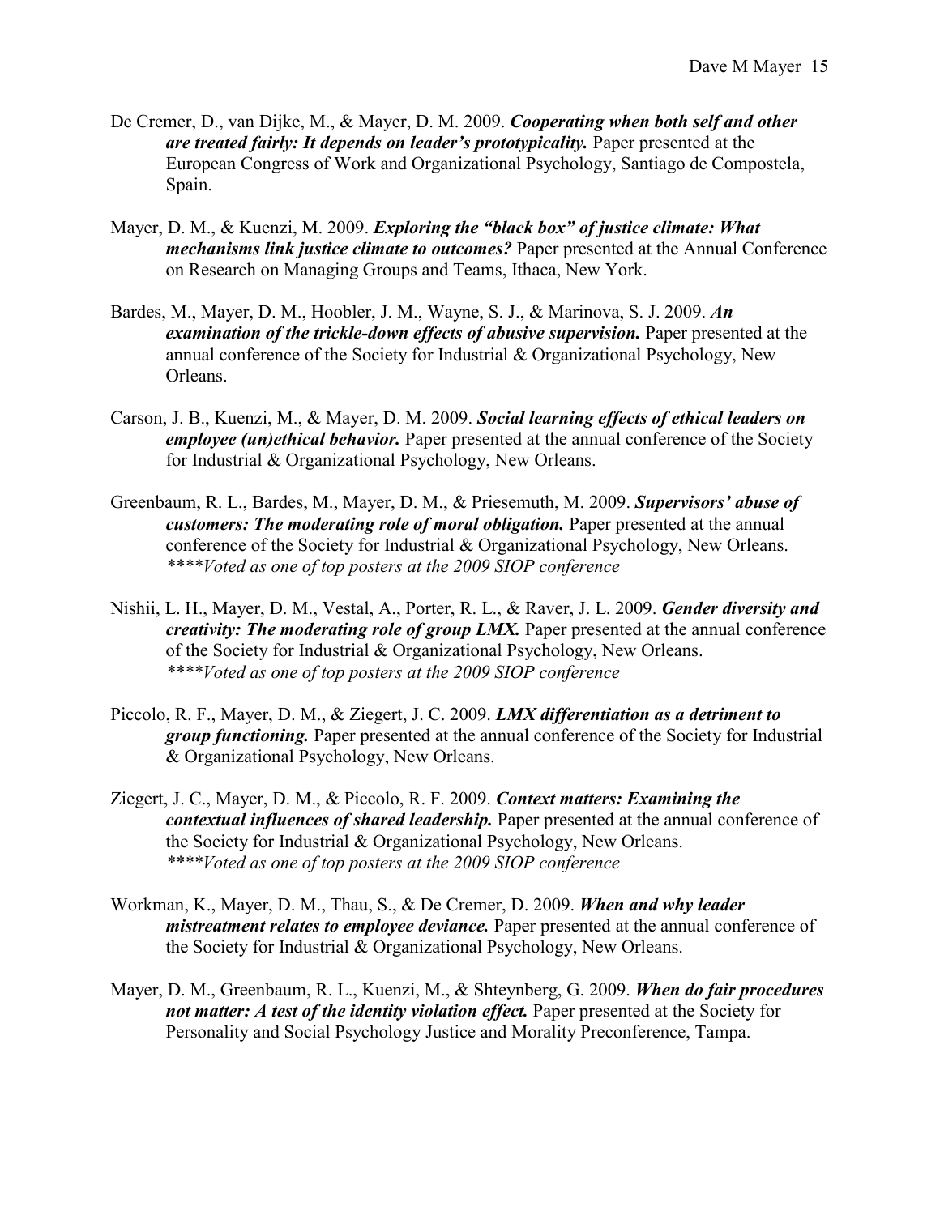De Cremer, D., van Dijke, M., & Mayer, D. M. 2009. ***Cooperating when both self and other are treated fairly: It depends on leader's prototypicality.*** Paper presented at the European Congress of Work and Organizational Psychology, Santiago de Compostela, Spain.

Mayer, D. M., & Kuenzi, M. 2009. ***Exploring the "black box" of justice climate: What mechanisms link justice climate to outcomes?*** Paper presented at the Annual Conference on Research on Managing Groups and Teams, Ithaca, New York.

Bardes, M., Mayer, D. M., Hoobler, J. M., Wayne, S. J., & Marinova, S. J. 2009. ***An examination of the trickle-down effects of abusive supervision.*** Paper presented at the annual conference of the Society for Industrial & Organizational Psychology, New Orleans.

Carson, J. B., Kuenzi, M., & Mayer, D. M. 2009. ***Social learning effects of ethical leaders on employee (un)ethical behavior.*** Paper presented at the annual conference of the Society for Industrial & Organizational Psychology, New Orleans.

Greenbaum, R. L., Bardes, M., Mayer, D. M., & Priesemuth, M. 2009. ***Supervisors' abuse of customers: The moderating role of moral obligation.*** Paper presented at the annual conference of the Society for Industrial & Organizational Psychology, New Orleans. *\*\*\*\*Voted as one of top posters at the 2009 SIOP conference*

Nishii, L. H., Mayer, D. M., Vestal, A., Porter, R. L., & Raver, J. L. 2009. ***Gender diversity and creativity: The moderating role of group LMX.*** Paper presented at the annual conference of the Society for Industrial & Organizational Psychology, New Orleans. *\*\*\*\*Voted as one of top posters at the 2009 SIOP conference*

Piccolo, R. F., Mayer, D. M., & Ziegert, J. C. 2009. ***LMX differentiation as a detriment to group functioning.*** Paper presented at the annual conference of the Society for Industrial & Organizational Psychology, New Orleans.

Ziegert, J. C., Mayer, D. M., & Piccolo, R. F. 2009. ***Context matters: Examining the contextual influences of shared leadership.*** Paper presented at the annual conference of the Society for Industrial & Organizational Psychology, New Orleans. *\*\*\*\*Voted as one of top posters at the 2009 SIOP conference*

Workman, K., Mayer, D. M., Thau, S., & De Cremer, D. 2009. ***When and why leader mistreatment relates to employee deviance.*** Paper presented at the annual conference of the Society for Industrial & Organizational Psychology, New Orleans.

Mayer, D. M., Greenbaum, R. L., Kuenzi, M., & Shteynberg, G. 2009. ***When do fair procedures not matter: A test of the identity violation effect.*** Paper presented at the Society for Personality and Social Psychology Justice and Morality Preconference, Tampa.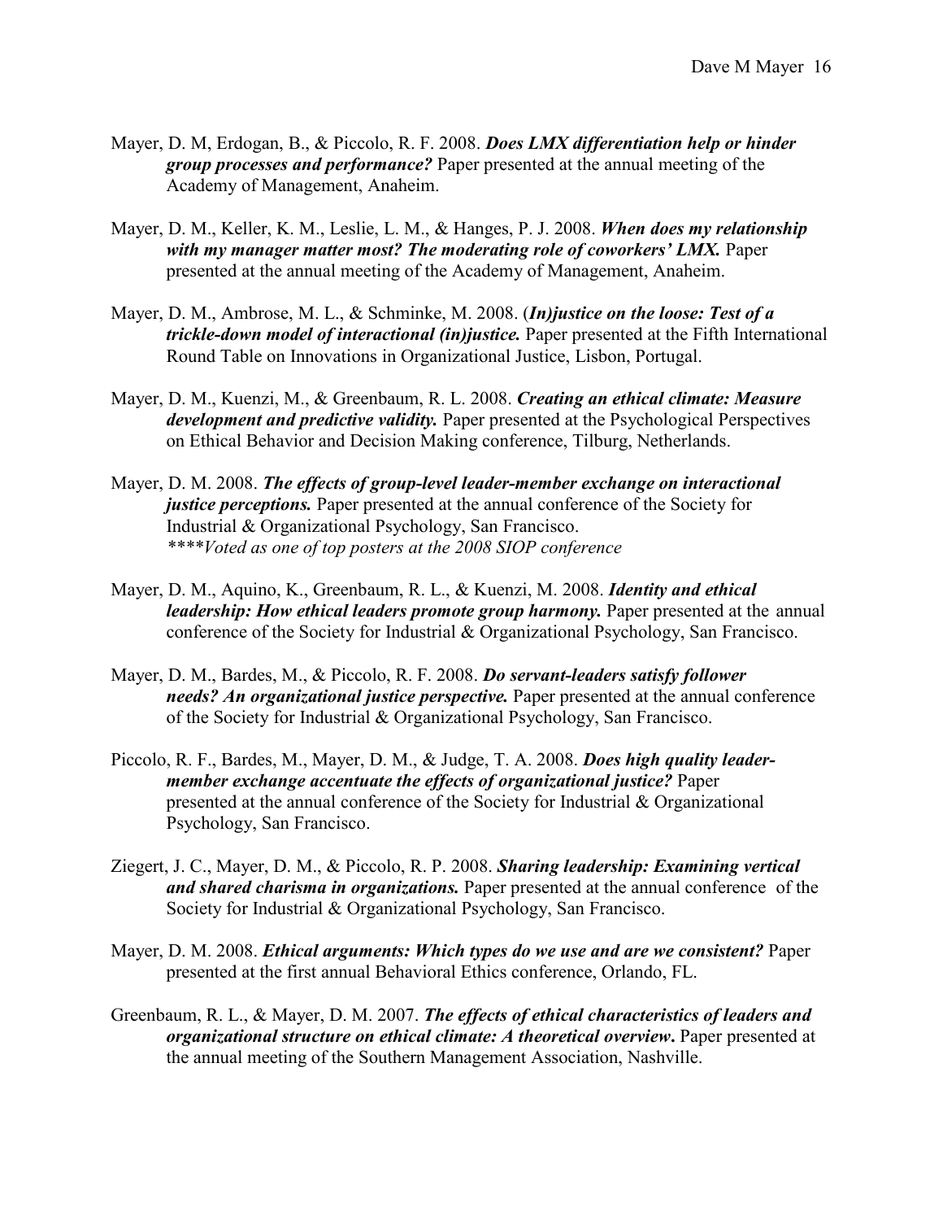Mayer, D. M, Erdogan, B., & Piccolo, R. F. 2008. ***Does LMX differentiation help or hinder group processes and performance?*** Paper presented at the annual meeting of the Academy of Management, Anaheim.

Mayer, D. M., Keller, K. M., Leslie, L. M., & Hanges, P. J. 2008. ***When does my relationship with my manager matter most? The moderating role of coworkers' LMX.*** Paper presented at the annual meeting of the Academy of Management, Anaheim.

Mayer, D. M., Ambrose, M. L., & Schminke, M. 2008. (***In)justice on the loose: Test of a trickle-down model of interactional (in)justice.*** Paper presented at the Fifth International Round Table on Innovations in Organizational Justice, Lisbon, Portugal.

Mayer, D. M., Kuenzi, M., & Greenbaum, R. L. 2008. ***Creating an ethical climate: Measure development and predictive validity.*** Paper presented at the Psychological Perspectives on Ethical Behavior and Decision Making conference, Tilburg, Netherlands.

Mayer, D. M. 2008. ***The effects of group-level leader-member exchange on interactional justice perceptions.*** Paper presented at the annual conference of the Society for Industrial & Organizational Psychology, San Francisco.
*\*\*\*\*Voted as one of top posters at the 2008 SIOP conference*

Mayer, D. M., Aquino, K., Greenbaum, R. L., & Kuenzi, M. 2008. ***Identity and ethical leadership: How ethical leaders promote group harmony.*** Paper presented at the annual conference of the Society for Industrial & Organizational Psychology, San Francisco.

Mayer, D. M., Bardes, M., & Piccolo, R. F. 2008. ***Do servant-leaders satisfy follower needs? An organizational justice perspective.*** Paper presented at the annual conference of the Society for Industrial & Organizational Psychology, San Francisco.

Piccolo, R. F., Bardes, M., Mayer, D. M., & Judge, T. A. 2008. ***Does high quality leader-member exchange accentuate the effects of organizational justice?*** Paper presented at the annual conference of the Society for Industrial & Organizational Psychology, San Francisco.

Ziegert, J. C., Mayer, D. M., & Piccolo, R. P. 2008. ***Sharing leadership: Examining vertical and shared charisma in organizations.*** Paper presented at the annual conference of the Society for Industrial & Organizational Psychology, San Francisco.

Mayer, D. M. 2008. ***Ethical arguments: Which types do we use and are we consistent?*** Paper presented at the first annual Behavioral Ethics conference, Orlando, FL.

Greenbaum, R. L., & Mayer, D. M. 2007. ***The effects of ethical characteristics of leaders and organizational structure on ethical climate: A theoretical overview*****.** Paper presented at the annual meeting of the Southern Management Association, Nashville.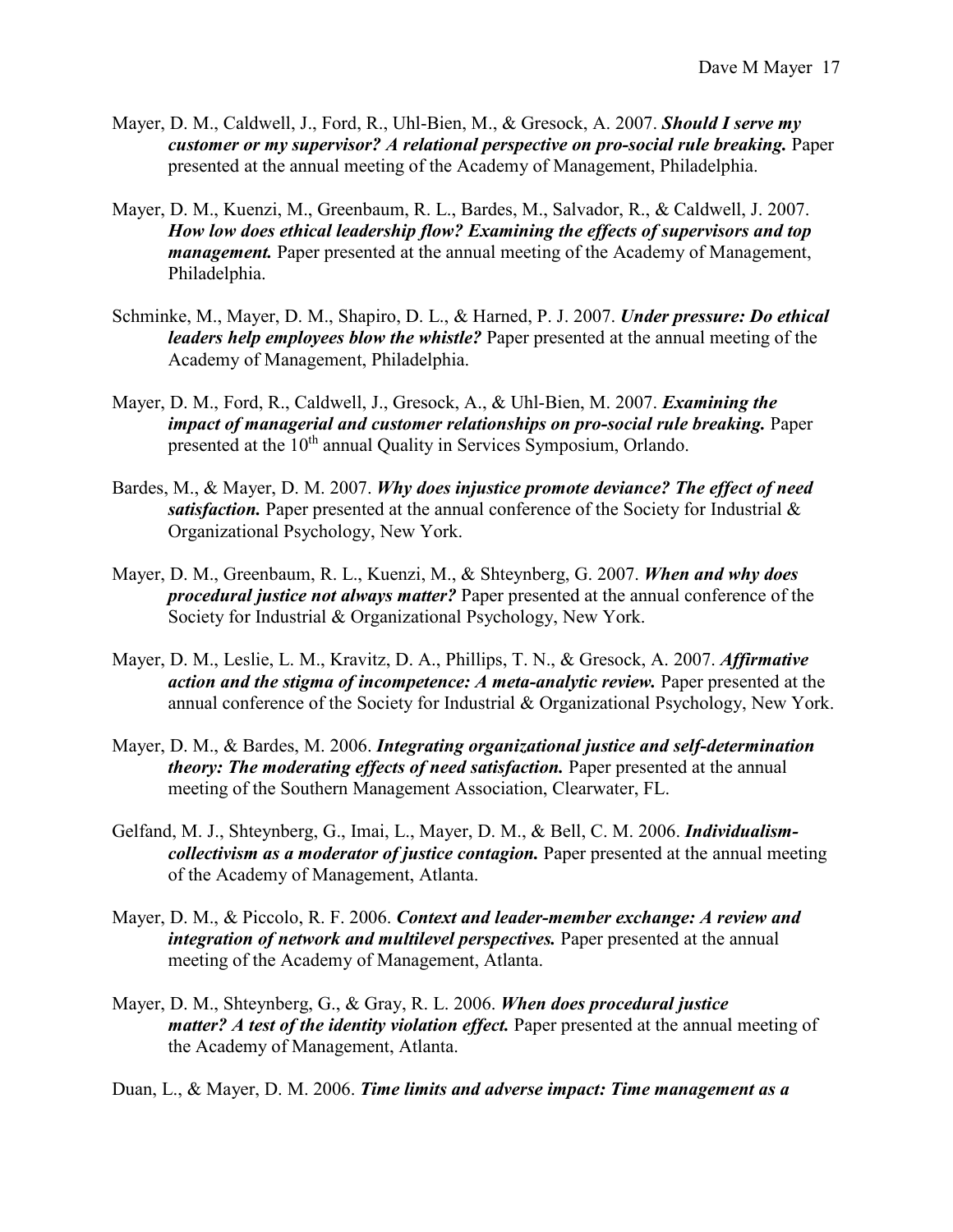Mayer, D. M., Caldwell, J., Ford, R., Uhl-Bien, M., & Gresock, A. 2007. ***Should I serve my customer or my supervisor? A relational perspective on pro-social rule breaking.*** Paper presented at the annual meeting of the Academy of Management, Philadelphia.

Mayer, D. M., Kuenzi, M., Greenbaum, R. L., Bardes, M., Salvador, R., & Caldwell, J. 2007. ***How low does ethical leadership flow? Examining the effects of supervisors and top management.*** Paper presented at the annual meeting of the Academy of Management, Philadelphia.

Schminke, M., Mayer, D. M., Shapiro, D. L., & Harned, P. J. 2007. ***Under pressure: Do ethical leaders help employees blow the whistle?*** Paper presented at the annual meeting of the Academy of Management, Philadelphia.

Mayer, D. M., Ford, R., Caldwell, J., Gresock, A., & Uhl-Bien, M. 2007. ***Examining the impact of managerial and customer relationships on pro-social rule breaking.*** Paper presented at the 10th annual Quality in Services Symposium, Orlando.

Bardes, M., & Mayer, D. M. 2007. ***Why does injustice promote deviance? The effect of need satisfaction.*** Paper presented at the annual conference of the Society for Industrial & Organizational Psychology, New York.

Mayer, D. M., Greenbaum, R. L., Kuenzi, M., & Shteynberg, G. 2007. ***When and why does procedural justice not always matter?*** Paper presented at the annual conference of the Society for Industrial & Organizational Psychology, New York.

Mayer, D. M., Leslie, L. M., Kravitz, D. A., Phillips, T. N., & Gresock, A. 2007. ***Affirmative action and the stigma of incompetence: A meta-analytic review.*** Paper presented at the annual conference of the Society for Industrial & Organizational Psychology, New York.

Mayer, D. M., & Bardes, M. 2006. ***Integrating organizational justice and self-determination theory: The moderating effects of need satisfaction.*** Paper presented at the annual meeting of the Southern Management Association, Clearwater, FL.

Gelfand, M. J., Shteynberg, G., Imai, L., Mayer, D. M., & Bell, C. M. 2006. ***Individualism-collectivism as a moderator of justice contagion.*** Paper presented at the annual meeting of the Academy of Management, Atlanta.

Mayer, D. M., & Piccolo, R. F. 2006. ***Context and leader-member exchange: A review and integration of network and multilevel perspectives.*** Paper presented at the annual meeting of the Academy of Management, Atlanta.

Mayer, D. M., Shteynberg, G., & Gray, R. L. 2006. ***When does procedural justice matter? A test of the identity violation effect.*** Paper presented at the annual meeting of the Academy of Management, Atlanta.

Duan, L., & Mayer, D. M. 2006. ***Time limits and adverse impact: Time management as a***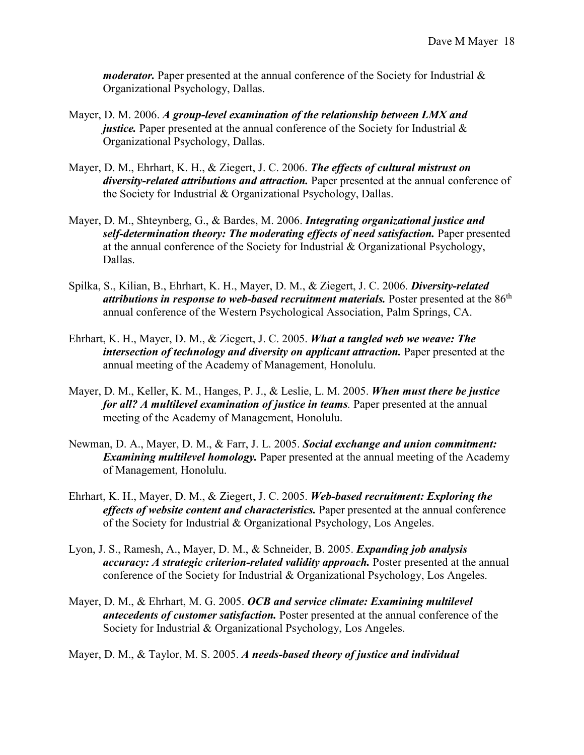***moderator.*** Paper presented at the annual conference of the Society for Industrial & Organizational Psychology, Dallas.

Mayer, D. M. 2006. ***A group-level examination of the relationship between LMX and justice.*** Paper presented at the annual conference of the Society for Industrial & Organizational Psychology, Dallas.

Mayer, D. M., Ehrhart, K. H., & Ziegert, J. C. 2006. ***The effects of cultural mistrust on diversity-related attributions and attraction.*** Paper presented at the annual conference of the Society for Industrial & Organizational Psychology, Dallas.

Mayer, D. M., Shteynberg, G., & Bardes, M. 2006. ***Integrating organizational justice and self-determination theory: The moderating effects of need satisfaction.*** Paper presented at the annual conference of the Society for Industrial & Organizational Psychology, Dallas.

Spilka, S., Kilian, B., Ehrhart, K. H., Mayer, D. M., & Ziegert, J. C. 2006. ***Diversity-related attributions in response to web-based recruitment materials.*** Poster presented at the 86th annual conference of the Western Psychological Association, Palm Springs, CA.

Ehrhart, K. H., Mayer, D. M., & Ziegert, J. C. 2005. ***What a tangled web we weave: The intersection of technology and diversity on applicant attraction.*** Paper presented at the annual meeting of the Academy of Management, Honolulu.

Mayer, D. M., Keller, K. M., Hanges, P. J., & Leslie, L. M. 2005. ***When must there be justice for all? A multilevel examination of justice in teams.*** Paper presented at the annual meeting of the Academy of Management, Honolulu.

Newman, D. A., Mayer, D. M., & Farr, J. L. 2005. ***Social exchange and union commitment: Examining multilevel homology.*** Paper presented at the annual meeting of the Academy of Management, Honolulu.

Ehrhart, K. H., Mayer, D. M., & Ziegert, J. C. 2005. ***Web-based recruitment: Exploring the effects of website content and characteristics.*** Paper presented at the annual conference of the Society for Industrial & Organizational Psychology, Los Angeles.

Lyon, J. S., Ramesh, A., Mayer, D. M., & Schneider, B. 2005. ***Expanding job analysis accuracy: A strategic criterion-related validity approach.*** Poster presented at the annual conference of the Society for Industrial & Organizational Psychology, Los Angeles.

Mayer, D. M., & Ehrhart, M. G. 2005. ***OCB and service climate: Examining multilevel antecedents of customer satisfaction.*** Poster presented at the annual conference of the Society for Industrial & Organizational Psychology, Los Angeles.

Mayer, D. M., & Taylor, M. S. 2005. ***A needs-based theory of justice and individual***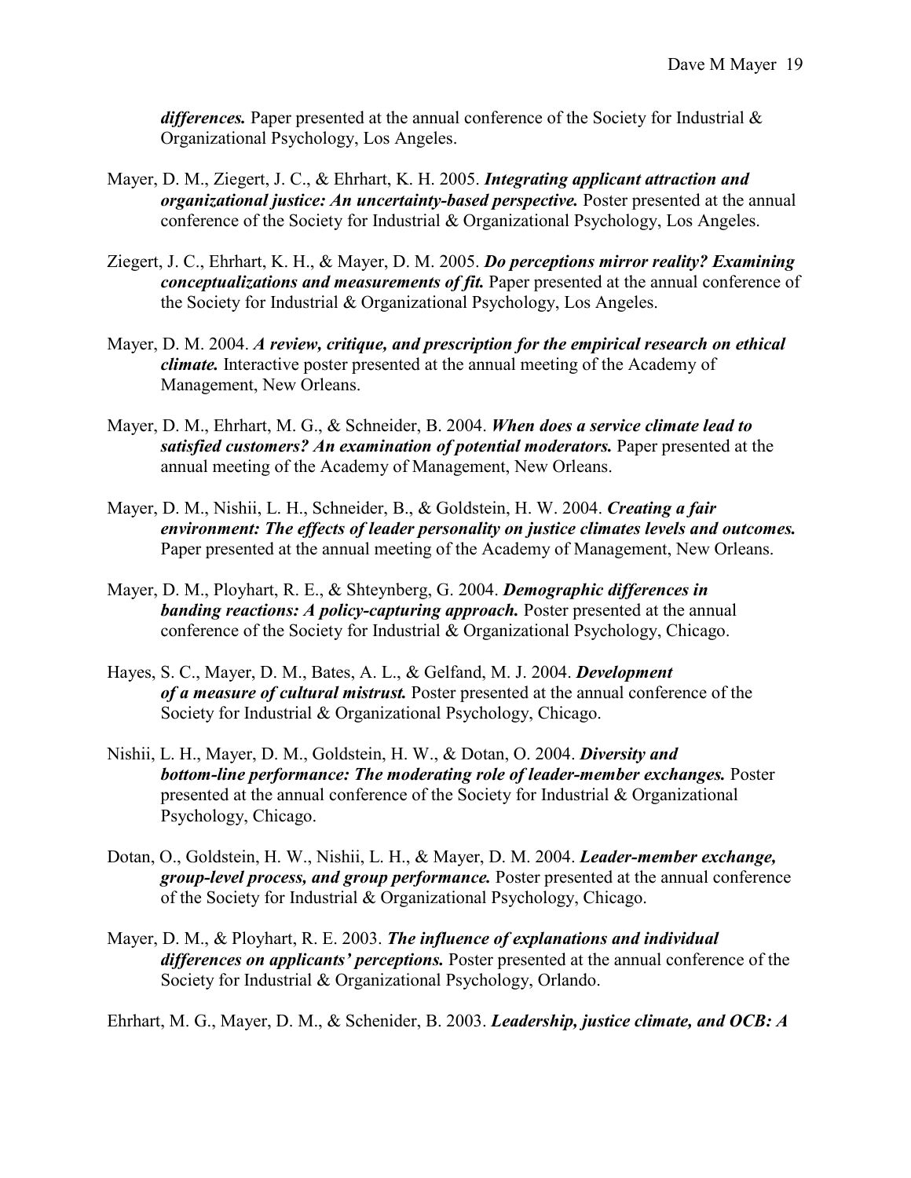***differences.*** Paper presented at the annual conference of the Society for Industrial & Organizational Psychology, Los Angeles.

Mayer, D. M., Ziegert, J. C., & Ehrhart, K. H. 2005. ***Integrating applicant attraction and organizational justice: An uncertainty-based perspective.*** Poster presented at the annual conference of the Society for Industrial & Organizational Psychology, Los Angeles.

Ziegert, J. C., Ehrhart, K. H., & Mayer, D. M. 2005. ***Do perceptions mirror reality? Examining conceptualizations and measurements of fit.*** Paper presented at the annual conference of the Society for Industrial & Organizational Psychology, Los Angeles.

Mayer, D. M. 2004. ***A review, critique, and prescription for the empirical research on ethical climate.*** Interactive poster presented at the annual meeting of the Academy of Management, New Orleans.

Mayer, D. M., Ehrhart, M. G., & Schneider, B. 2004. ***When does a service climate lead to satisfied customers? An examination of potential moderators.*** Paper presented at the annual meeting of the Academy of Management, New Orleans.

Mayer, D. M., Nishii, L. H., Schneider, B., & Goldstein, H. W. 2004. ***Creating a fair environment: The effects of leader personality on justice climates levels and outcomes.*** Paper presented at the annual meeting of the Academy of Management, New Orleans.

Mayer, D. M., Ployhart, R. E., & Shteynberg, G. 2004. ***Demographic differences in banding reactions: A policy-capturing approach.*** Poster presented at the annual conference of the Society for Industrial & Organizational Psychology, Chicago.

Hayes, S. C., Mayer, D. M., Bates, A. L., & Gelfand, M. J. 2004. ***Development of a measure of cultural mistrust.*** Poster presented at the annual conference of the Society for Industrial & Organizational Psychology, Chicago.

Nishii, L. H., Mayer, D. M., Goldstein, H. W., & Dotan, O. 2004. ***Diversity and bottom-line performance: The moderating role of leader-member exchanges.*** Poster presented at the annual conference of the Society for Industrial & Organizational Psychology, Chicago.

Dotan, O., Goldstein, H. W., Nishii, L. H., & Mayer, D. M. 2004. ***Leader-member exchange, group-level process, and group performance.*** Poster presented at the annual conference of the Society for Industrial & Organizational Psychology, Chicago.

Mayer, D. M., & Ployhart, R. E. 2003. ***The influence of explanations and individual differences on applicants' perceptions.*** Poster presented at the annual conference of the Society for Industrial & Organizational Psychology, Orlando.

Ehrhart, M. G., Mayer, D. M., & Schenider, B. 2003. ***Leadership, justice climate, and OCB: A***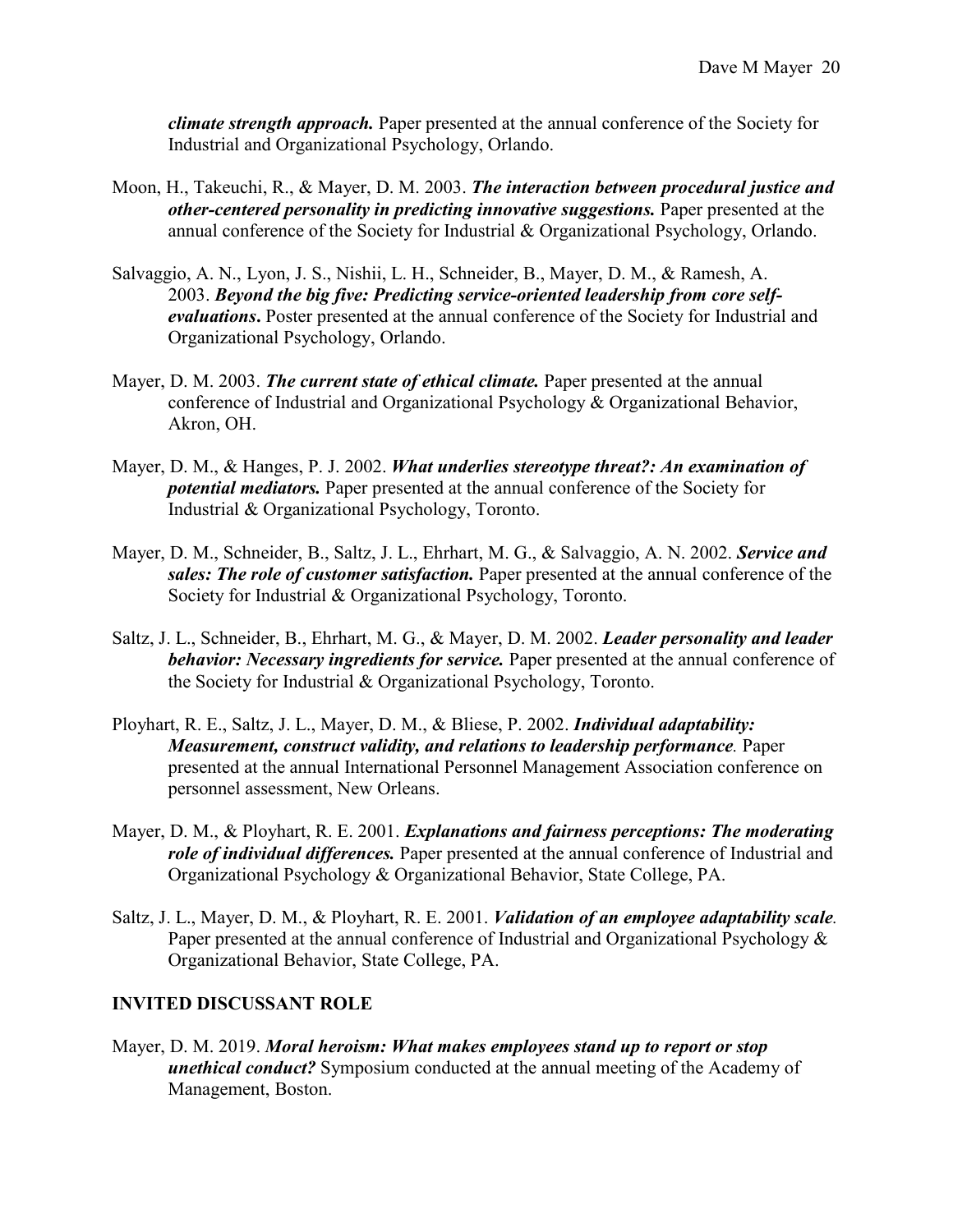***climate strength approach.*** Paper presented at the annual conference of the Society for Industrial and Organizational Psychology, Orlando.

Moon, H., Takeuchi, R., & Mayer, D. M. 2003. ***The interaction between procedural justice and other-centered personality in predicting innovative suggestions.*** Paper presented at the annual conference of the Society for Industrial & Organizational Psychology, Orlando.

Salvaggio, A. N., Lyon, J. S., Nishii, L. H., Schneider, B., Mayer, D. M., & Ramesh, A. 2003. ***Beyond the big five: Predicting service-oriented leadership from core self-evaluations***. Poster presented at the annual conference of the Society for Industrial and Organizational Psychology, Orlando.

Mayer, D. M. 2003. ***The current state of ethical climate.*** Paper presented at the annual conference of Industrial and Organizational Psychology & Organizational Behavior, Akron, OH.

Mayer, D. M., & Hanges, P. J. 2002. ***What underlies stereotype threat?: An examination of potential mediators.*** Paper presented at the annual conference of the Society for Industrial & Organizational Psychology, Toronto.

Mayer, D. M., Schneider, B., Saltz, J. L., Ehrhart, M. G., & Salvaggio, A. N. 2002. ***Service and sales: The role of customer satisfaction.*** Paper presented at the annual conference of the Society for Industrial & Organizational Psychology, Toronto.

Saltz, J. L., Schneider, B., Ehrhart, M. G., & Mayer, D. M. 2002. ***Leader personality and leader behavior: Necessary ingredients for service.*** Paper presented at the annual conference of the Society for Industrial & Organizational Psychology, Toronto.

Ployhart, R. E., Saltz, J. L., Mayer, D. M., & Bliese, P. 2002. ***Individual adaptability: Measurement, construct validity, and relations to leadership performance.*** Paper presented at the annual International Personnel Management Association conference on personnel assessment, New Orleans.

Mayer, D. M., & Ployhart, R. E. 2001. ***Explanations and fairness perceptions: The moderating role of individual differences.*** Paper presented at the annual conference of Industrial and Organizational Psychology & Organizational Behavior, State College, PA.

Saltz, J. L., Mayer, D. M., & Ployhart, R. E. 2001. ***Validation of an employee adaptability scale.*** Paper presented at the annual conference of Industrial and Organizational Psychology & Organizational Behavior, State College, PA.

## INVITED DISCUSSANT ROLE

Mayer, D. M. 2019. ***Moral heroism: What makes employees stand up to report or stop unethical conduct?*** Symposium conducted at the annual meeting of the Academy of Management, Boston.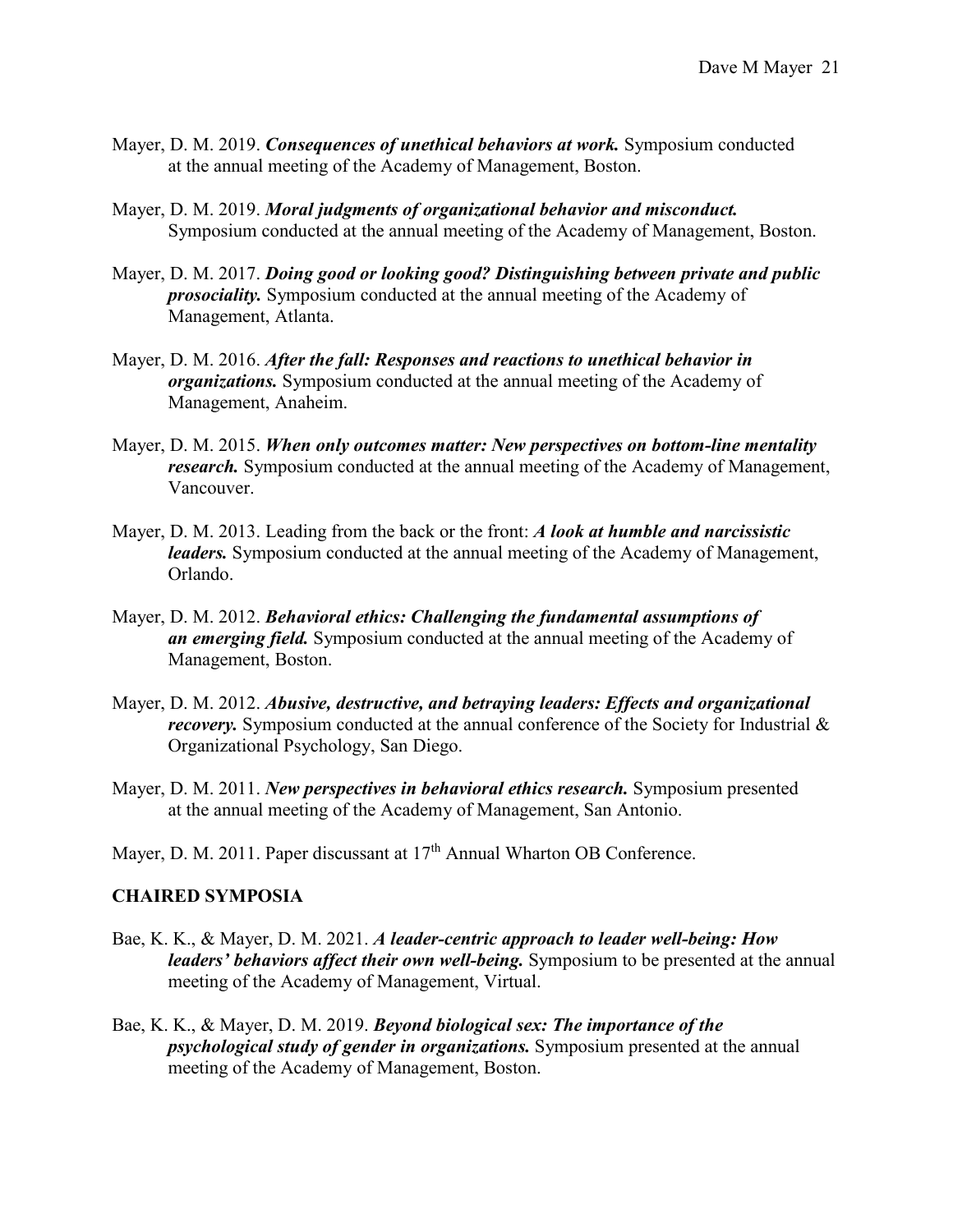Mayer, D. M. 2019. ***Consequences of unethical behaviors at work.*** Symposium conducted at the annual meeting of the Academy of Management, Boston.

Mayer, D. M. 2019. ***Moral judgments of organizational behavior and misconduct.*** Symposium conducted at the annual meeting of the Academy of Management, Boston.

Mayer, D. M. 2017. ***Doing good or looking good? Distinguishing between private and public prosociality.*** Symposium conducted at the annual meeting of the Academy of Management, Atlanta.

Mayer, D. M. 2016. ***After the fall: Responses and reactions to unethical behavior in organizations.*** Symposium conducted at the annual meeting of the Academy of Management, Anaheim.

Mayer, D. M. 2015. ***When only outcomes matter: New perspectives on bottom-line mentality research.*** Symposium conducted at the annual meeting of the Academy of Management, Vancouver.

Mayer, D. M. 2013. Leading from the back or the front: ***A look at humble and narcissistic leaders.*** Symposium conducted at the annual meeting of the Academy of Management, Orlando.

Mayer, D. M. 2012. ***Behavioral ethics: Challenging the fundamental assumptions of an emerging field.*** Symposium conducted at the annual meeting of the Academy of Management, Boston.

Mayer, D. M. 2012. ***Abusive, destructive, and betraying leaders: Effects and organizational recovery.*** Symposium conducted at the annual conference of the Society for Industrial & Organizational Psychology, San Diego.

Mayer, D. M. 2011. ***New perspectives in behavioral ethics research.*** Symposium presented at the annual meeting of the Academy of Management, San Antonio.

Mayer, D. M. 2011. Paper discussant at 17th Annual Wharton OB Conference.

## CHAIRED SYMPOSIA

Bae, K. K., & Mayer, D. M. 2021. ***A leader-centric approach to leader well-being: How leaders' behaviors affect their own well-being.*** Symposium to be presented at the annual meeting of the Academy of Management, Virtual.

Bae, K. K., & Mayer, D. M. 2019. ***Beyond biological sex: The importance of the psychological study of gender in organizations.*** Symposium presented at the annual meeting of the Academy of Management, Boston.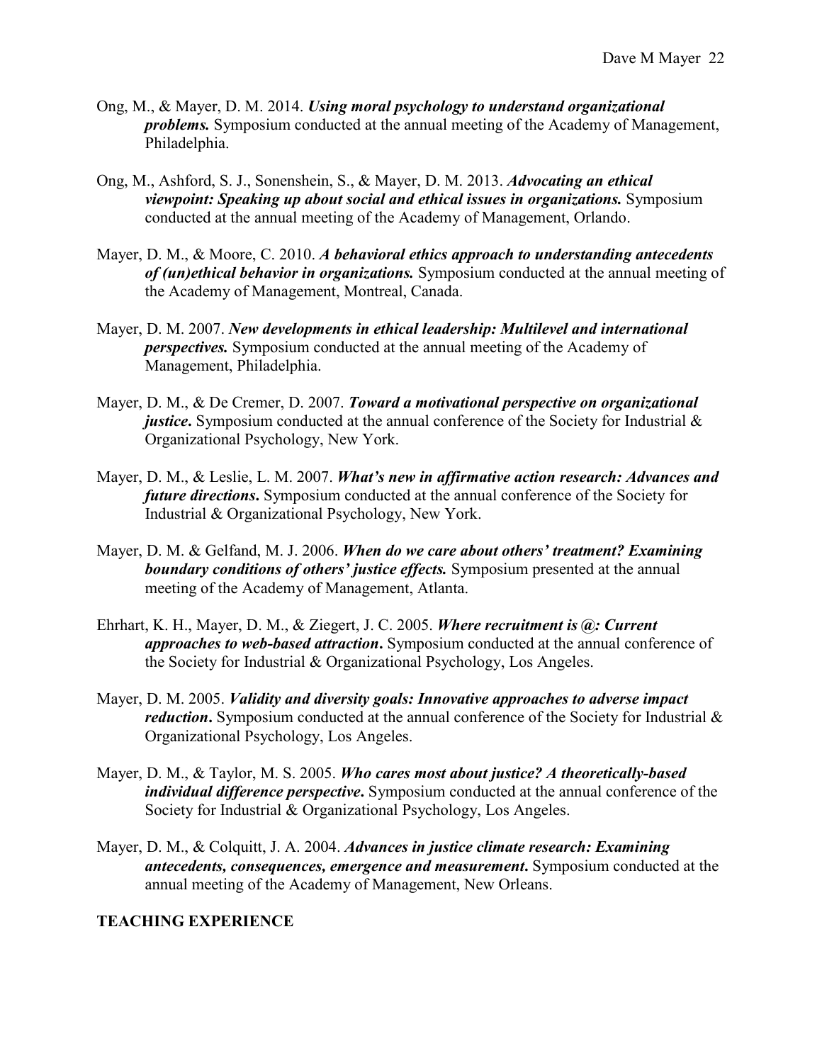Ong, M., & Mayer, D. M. 2014. ***Using moral psychology to understand organizational problems.*** Symposium conducted at the annual meeting of the Academy of Management, Philadelphia.

Ong, M., Ashford, S. J., Sonenshein, S., & Mayer, D. M. 2013. ***Advocating an ethical viewpoint: Speaking up about social and ethical issues in organizations.*** Symposium conducted at the annual meeting of the Academy of Management, Orlando.

Mayer, D. M., & Moore, C. 2010. ***A behavioral ethics approach to understanding antecedents of (un)ethical behavior in organizations.*** Symposium conducted at the annual meeting of the Academy of Management, Montreal, Canada.

Mayer, D. M. 2007. ***New developments in ethical leadership: Multilevel and international perspectives.*** Symposium conducted at the annual meeting of the Academy of Management, Philadelphia.

Mayer, D. M., & De Cremer, D. 2007. ***Toward a motivational perspective on organizational justice*.** Symposium conducted at the annual conference of the Society for Industrial & Organizational Psychology, New York.

Mayer, D. M., & Leslie, L. M. 2007. ***What's new in affirmative action research: Advances and future directions*.** Symposium conducted at the annual conference of the Society for Industrial & Organizational Psychology, New York.

Mayer, D. M. & Gelfand, M. J. 2006. ***When do we care about others' treatment? Examining boundary conditions of others' justice effects.*** Symposium presented at the annual meeting of the Academy of Management, Atlanta.

Ehrhart, K. H., Mayer, D. M., & Ziegert, J. C. 2005. ***Where recruitment is @: Current approaches to web-based attraction*.** Symposium conducted at the annual conference of the Society for Industrial & Organizational Psychology, Los Angeles.

Mayer, D. M. 2005. ***Validity and diversity goals: Innovative approaches to adverse impact reduction*.** Symposium conducted at the annual conference of the Society for Industrial & Organizational Psychology, Los Angeles.

Mayer, D. M., & Taylor, M. S. 2005. ***Who cares most about justice? A theoretically-based individual difference perspective*.** Symposium conducted at the annual conference of the Society for Industrial & Organizational Psychology, Los Angeles.

Mayer, D. M., & Colquitt, J. A. 2004. ***Advances in justice climate research: Examining antecedents, consequences, emergence and measurement*.** Symposium conducted at the annual meeting of the Academy of Management, New Orleans.

## TEACHING EXPERIENCE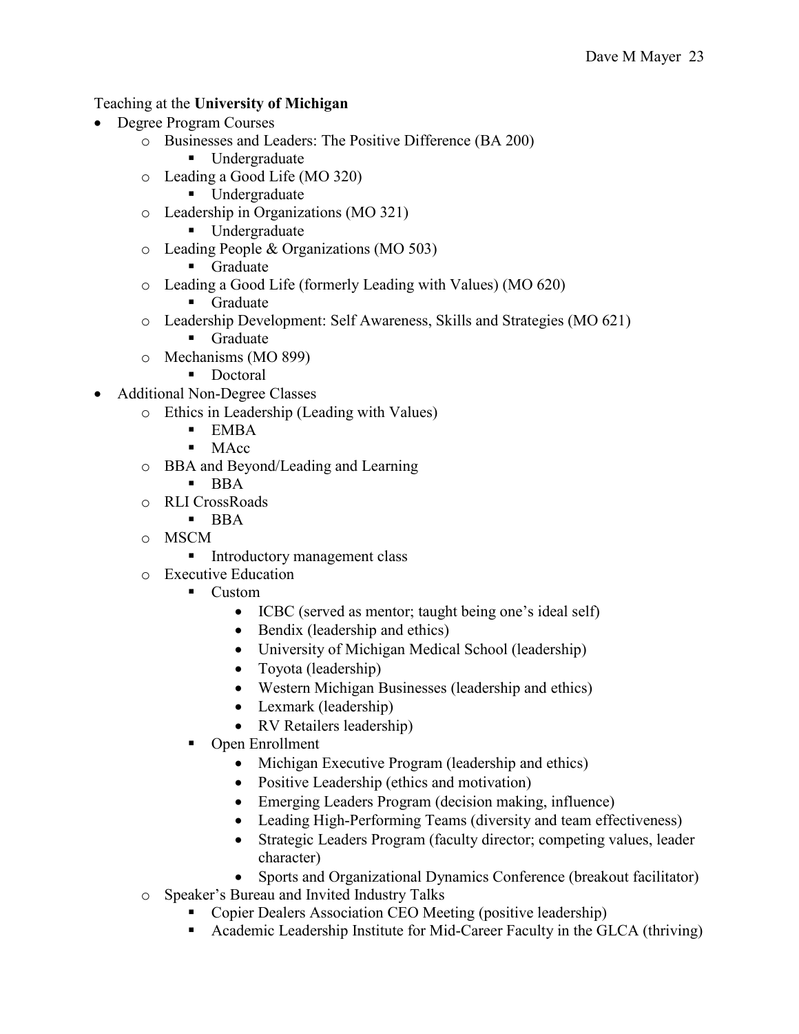Teaching at the **University of Michigan**

- Degree Program Courses
    - Businesses and Leaders: The Positive Difference (BA 200)
        - Undergraduate
    - Leading a Good Life (MO 320)
        - Undergraduate
    - Leadership in Organizations (MO 321)
        - Undergraduate
    - Leading People & Organizations (MO 503)
        - Graduate
    - Leading a Good Life (formerly Leading with Values) (MO 620)
        - Graduate
    - Leadership Development: Self Awareness, Skills and Strategies (MO 621)
        - Graduate
    - Mechanisms (MO 899)
        - Doctoral
- Additional Non-Degree Classes
    - Ethics in Leadership (Leading with Values)
        - EMBA
        - MAcc
    - BBA and Beyond/Leading and Learning
        - BBA
    - RLI CrossRoads
        - BBA
    - MSCM
        - Introductory management class
    - Executive Education
        - Custom
            - ICBC (served as mentor; taught being one's ideal self)
            - Bendix (leadership and ethics)
            - University of Michigan Medical School (leadership)
            - Toyota (leadership)
            - Western Michigan Businesses (leadership and ethics)
            - Lexmark (leadership)
            - RV Retailers leadership)
        - Open Enrollment
            - Michigan Executive Program (leadership and ethics)
            - Positive Leadership (ethics and motivation)
            - Emerging Leaders Program (decision making, influence)
            - Leading High-Performing Teams (diversity and team effectiveness)
            - Strategic Leaders Program (faculty director; competing values, leader character)
            - Sports and Organizational Dynamics Conference (breakout facilitator)
    - Speaker's Bureau and Invited Industry Talks
        - Copier Dealers Association CEO Meeting (positive leadership)
        - Academic Leadership Institute for Mid-Career Faculty in the GLCA (thriving)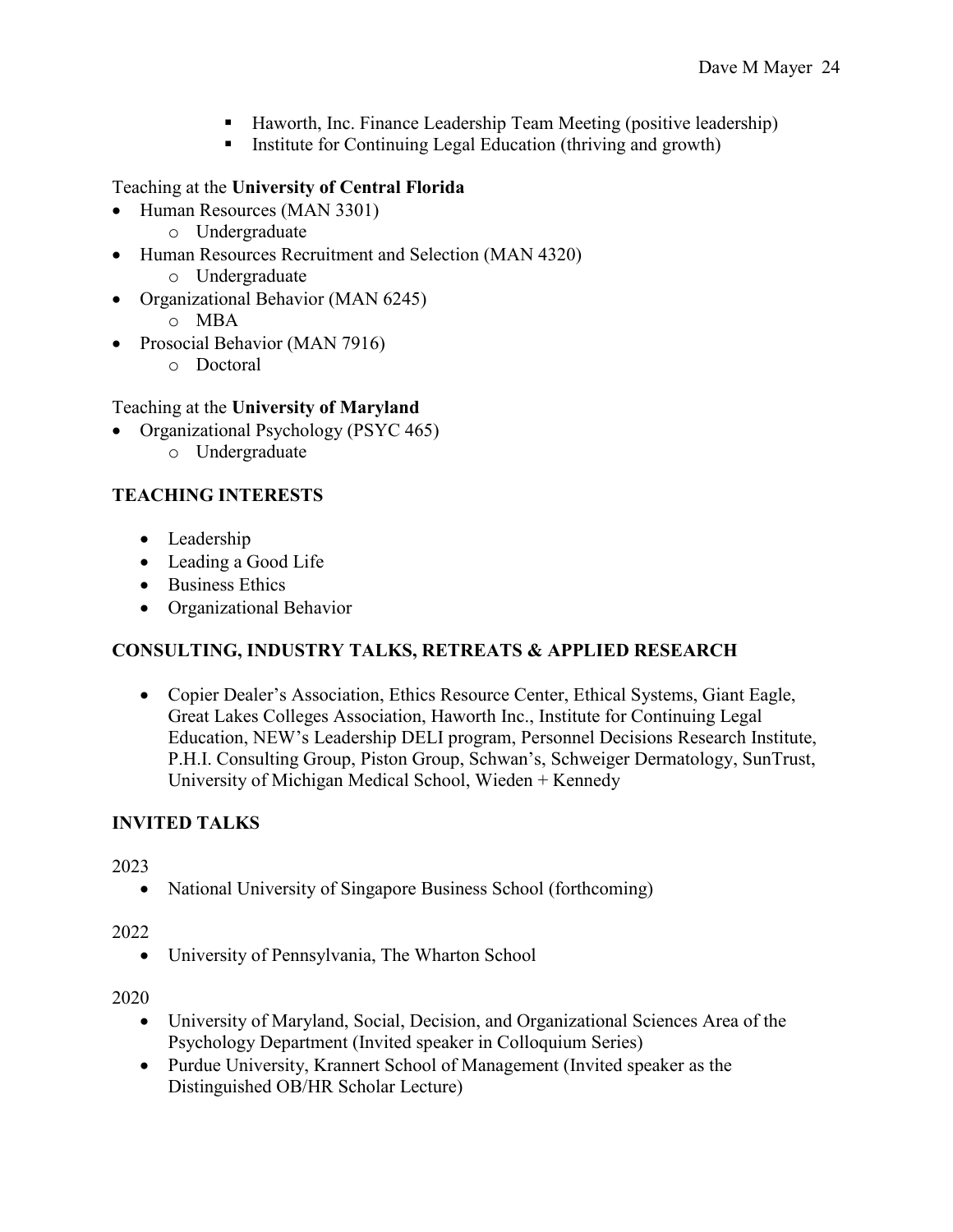- Haworth, Inc. Finance Leadership Team Meeting (positive leadership)
  - Institute for Continuing Legal Education (thriving and growth)

Teaching at the **University of Central Florida**

- Human Resources (MAN 3301)
  - Undergraduate
- Human Resources Recruitment and Selection (MAN 4320)
  - Undergraduate
- Organizational Behavior (MAN 6245)
  - MBA
- Prosocial Behavior (MAN 7916)
  - Doctoral

Teaching at the **University of Maryland**

- Organizational Psychology (PSYC 465)
  - Undergraduate

## TEACHING INTERESTS

- Leadership
- Leading a Good Life
- Business Ethics
- Organizational Behavior

## CONSULTING, INDUSTRY TALKS, RETREATS & APPLIED RESEARCH

- Copier Dealer's Association, Ethics Resource Center, Ethical Systems, Giant Eagle, Great Lakes Colleges Association, Haworth Inc., Institute for Continuing Legal Education, NEW's Leadership DELI program, Personnel Decisions Research Institute, P.H.I. Consulting Group, Piston Group, Schwan's, Schweiger Dermatology, SunTrust, University of Michigan Medical School, Wieden + Kennedy

## INVITED TALKS

2023

- National University of Singapore Business School (forthcoming)

2022

- University of Pennsylvania, The Wharton School

2020

- University of Maryland, Social, Decision, and Organizational Sciences Area of the Psychology Department (Invited speaker in Colloquium Series)
- Purdue University, Krannert School of Management (Invited speaker as the Distinguished OB/HR Scholar Lecture)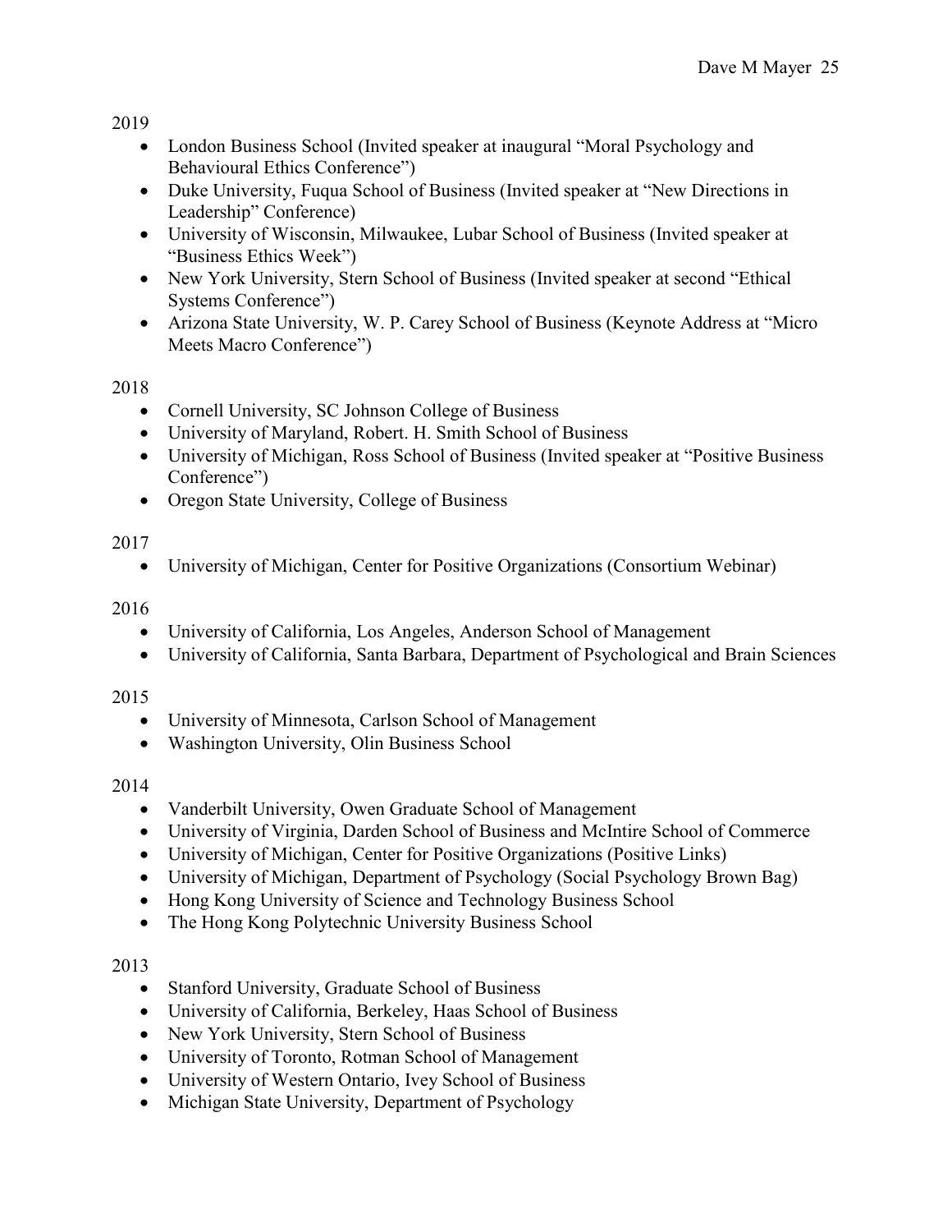2019

- London Business School (Invited speaker at inaugural "Moral Psychology and Behavioural Ethics Conference")
- Duke University, Fuqua School of Business (Invited speaker at "New Directions in Leadership" Conference)
- University of Wisconsin, Milwaukee, Lubar School of Business (Invited speaker at "Business Ethics Week")
- New York University, Stern School of Business (Invited speaker at second "Ethical Systems Conference")
- Arizona State University, W. P. Carey School of Business (Keynote Address at "Micro Meets Macro Conference")

2018

- Cornell University, SC Johnson College of Business
- University of Maryland, Robert. H. Smith School of Business
- University of Michigan, Ross School of Business (Invited speaker at "Positive Business Conference")
- Oregon State University, College of Business

2017

- University of Michigan, Center for Positive Organizations (Consortium Webinar)

2016

- University of California, Los Angeles, Anderson School of Management
- University of California, Santa Barbara, Department of Psychological and Brain Sciences

2015

- University of Minnesota, Carlson School of Management
- Washington University, Olin Business School

2014

- Vanderbilt University, Owen Graduate School of Management
- University of Virginia, Darden School of Business and McIntire School of Commerce
- University of Michigan, Center for Positive Organizations (Positive Links)
- University of Michigan, Department of Psychology (Social Psychology Brown Bag)
- Hong Kong University of Science and Technology Business School
- The Hong Kong Polytechnic University Business School

2013

- Stanford University, Graduate School of Business
- University of California, Berkeley, Haas School of Business
- New York University, Stern School of Business
- University of Toronto, Rotman School of Management
- University of Western Ontario, Ivey School of Business
- Michigan State University, Department of Psychology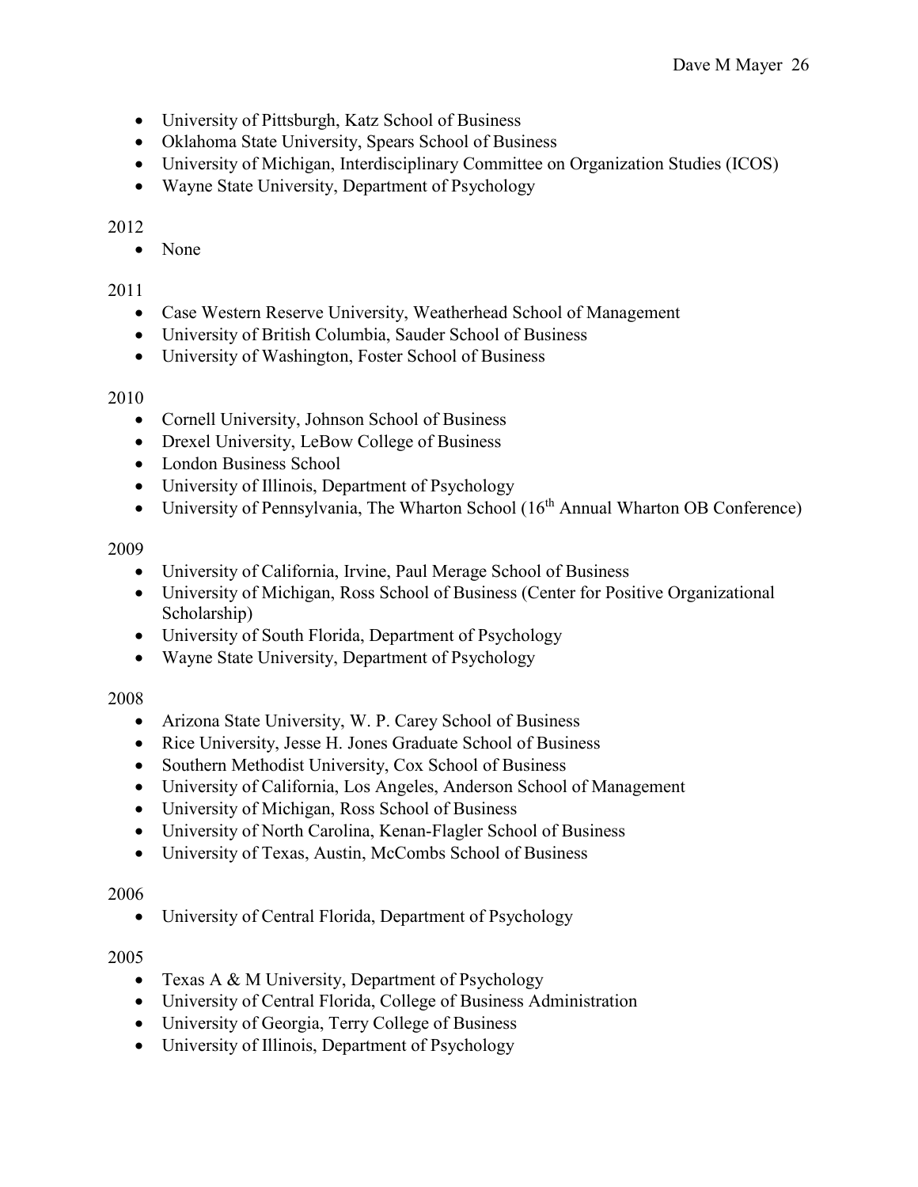- University of Pittsburgh, Katz School of Business
- Oklahoma State University, Spears School of Business
- University of Michigan, Interdisciplinary Committee on Organization Studies (ICOS)
- Wayne State University, Department of Psychology

2012

- None

2011

- Case Western Reserve University, Weatherhead School of Management
- University of British Columbia, Sauder School of Business
- University of Washington, Foster School of Business

2010

- Cornell University, Johnson School of Business
- Drexel University, LeBow College of Business
- London Business School
- University of Illinois, Department of Psychology
- University of Pennsylvania, The Wharton School (16th Annual Wharton OB Conference)

2009

- University of California, Irvine, Paul Merage School of Business
- University of Michigan, Ross School of Business (Center for Positive Organizational Scholarship)
- University of South Florida, Department of Psychology
- Wayne State University, Department of Psychology

2008

- Arizona State University, W. P. Carey School of Business
- Rice University, Jesse H. Jones Graduate School of Business
- Southern Methodist University, Cox School of Business
- University of California, Los Angeles, Anderson School of Management
- University of Michigan, Ross School of Business
- University of North Carolina, Kenan-Flagler School of Business
- University of Texas, Austin, McCombs School of Business

2006

- University of Central Florida, Department of Psychology

2005

- Texas A & M University, Department of Psychology
- University of Central Florida, College of Business Administration
- University of Georgia, Terry College of Business
- University of Illinois, Department of Psychology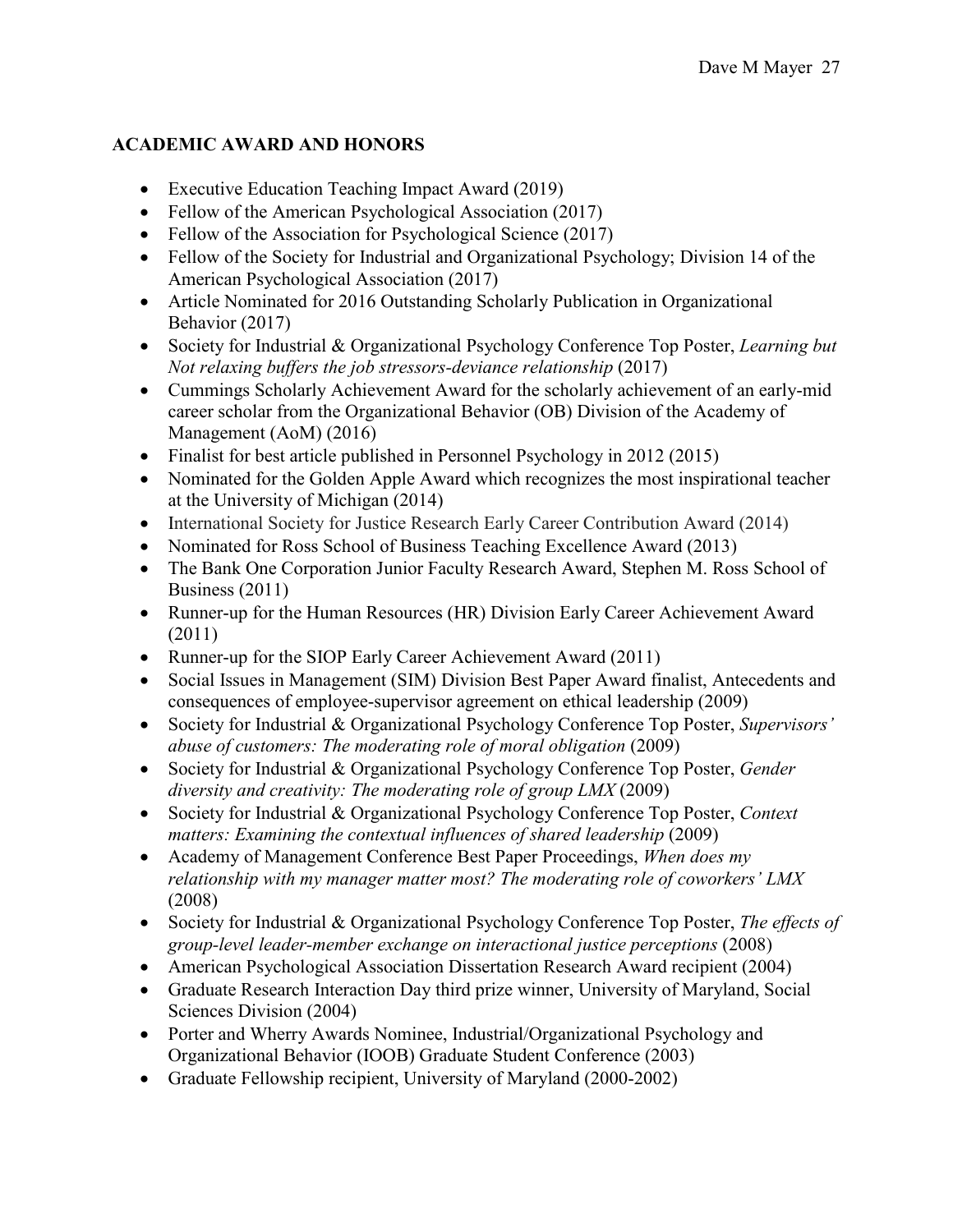## ACADEMIC AWARD AND HONORS

- Executive Education Teaching Impact Award (2019)
- Fellow of the American Psychological Association (2017)
- Fellow of the Association for Psychological Science (2017)
- Fellow of the Society for Industrial and Organizational Psychology; Division 14 of the American Psychological Association (2017)
- Article Nominated for 2016 Outstanding Scholarly Publication in Organizational Behavior (2017)
- Society for Industrial & Organizational Psychology Conference Top Poster, *Learning but Not relaxing buffers the job stressors-deviance relationship* (2017)
- Cummings Scholarly Achievement Award for the scholarly achievement of an early-mid career scholar from the Organizational Behavior (OB) Division of the Academy of Management (AoM) (2016)
- Finalist for best article published in Personnel Psychology in 2012 (2015)
- Nominated for the Golden Apple Award which recognizes the most inspirational teacher at the University of Michigan (2014)
- International Society for Justice Research Early Career Contribution Award (2014)
- Nominated for Ross School of Business Teaching Excellence Award (2013)
- The Bank One Corporation Junior Faculty Research Award, Stephen M. Ross School of Business (2011)
- Runner-up for the Human Resources (HR) Division Early Career Achievement Award (2011)
- Runner-up for the SIOP Early Career Achievement Award (2011)
- Social Issues in Management (SIM) Division Best Paper Award finalist, Antecedents and consequences of employee-supervisor agreement on ethical leadership (2009)
- Society for Industrial & Organizational Psychology Conference Top Poster, *Supervisors' abuse of customers: The moderating role of moral obligation* (2009)
- Society for Industrial & Organizational Psychology Conference Top Poster, *Gender diversity and creativity: The moderating role of group LMX* (2009)
- Society for Industrial & Organizational Psychology Conference Top Poster, *Context matters: Examining the contextual influences of shared leadership* (2009)
- Academy of Management Conference Best Paper Proceedings, *When does my relationship with my manager matter most? The moderating role of coworkers' LMX* (2008)
- Society for Industrial & Organizational Psychology Conference Top Poster, *The effects of group-level leader-member exchange on interactional justice perceptions* (2008)
- American Psychological Association Dissertation Research Award recipient (2004)
- Graduate Research Interaction Day third prize winner, University of Maryland, Social Sciences Division (2004)
- Porter and Wherry Awards Nominee, Industrial/Organizational Psychology and Organizational Behavior (IOOB) Graduate Student Conference (2003)
- Graduate Fellowship recipient, University of Maryland (2000-2002)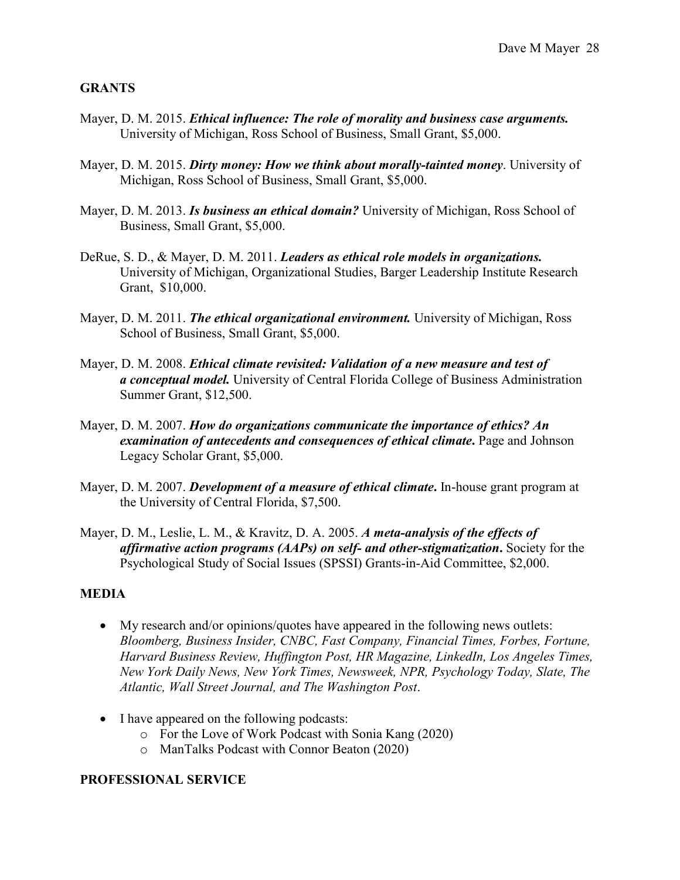## GRANTS

Mayer, D. M. 2015. ***Ethical influence: The role of morality and business case arguments.*** University of Michigan, Ross School of Business, Small Grant, $5,000.

Mayer, D. M. 2015. ***Dirty money: How we think about morally-tainted money***. University of Michigan, Ross School of Business, Small Grant, $5,000.

Mayer, D. M. 2013. ***Is business an ethical domain?*** University of Michigan, Ross School of Business, Small Grant, $5,000.

DeRue, S. D., & Mayer, D. M. 2011. ***Leaders as ethical role models in organizations.*** University of Michigan, Organizational Studies, Barger Leadership Institute Research Grant, $10,000.

Mayer, D. M. 2011. ***The ethical organizational environment.*** University of Michigan, Ross School of Business, Small Grant, $5,000.

Mayer, D. M. 2008. ***Ethical climate revisited: Validation of a new measure and test of a conceptual model.*** University of Central Florida College of Business Administration Summer Grant, $12,500.

Mayer, D. M. 2007. ***How do organizations communicate the importance of ethics? An examination of antecedents and consequences of ethical climate*.** Page and Johnson Legacy Scholar Grant, $5,000.

Mayer, D. M. 2007. ***Development of a measure of ethical climate*.** In-house grant program at the University of Central Florida, $7,500.

Mayer, D. M., Leslie, L. M., & Kravitz, D. A. 2005. ***A meta-analysis of the effects of affirmative action programs (AAPs) on self- and other-stigmatization*.** Society for the Psychological Study of Social Issues (SPSSI) Grants-in-Aid Committee, $2,000.

## MEDIA

- My research and/or opinions/quotes have appeared in the following news outlets: *Bloomberg, Business Insider, CNBC, Fast Company, Financial Times, Forbes, Fortune, Harvard Business Review, Huffington Post, HR Magazine, LinkedIn, Los Angeles Times, New York Daily News, New York Times, Newsweek, NPR, Psychology Today, Slate, The Atlantic, Wall Street Journal, and The Washington Post*.

- I have appeared on the following podcasts:
  - For the Love of Work Podcast with Sonia Kang (2020)
  - ManTalks Podcast with Connor Beaton (2020)

## PROFESSIONAL SERVICE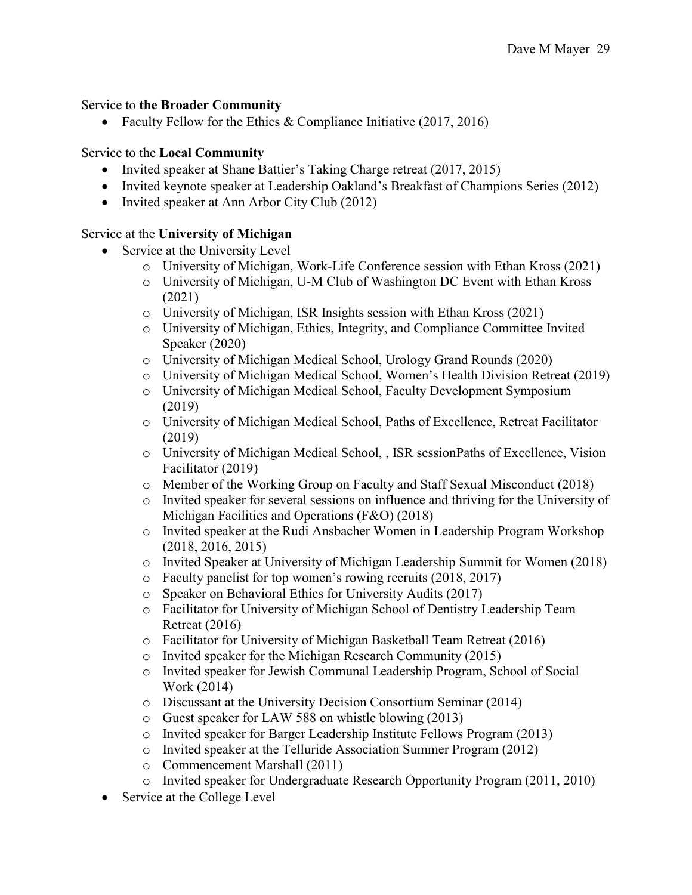Service to **the Broader Community**

- Faculty Fellow for the Ethics & Compliance Initiative (2017, 2016)

Service to the **Local Community**

- Invited speaker at Shane Battier's Taking Charge retreat (2017, 2015)
- Invited keynote speaker at Leadership Oakland's Breakfast of Champions Series (2012)
- Invited speaker at Ann Arbor City Club (2012)

Service at the **University of Michigan**

- Service at the University Level
    - University of Michigan, Work-Life Conference session with Ethan Kross (2021)
    - University of Michigan, U-M Club of Washington DC Event with Ethan Kross (2021)
    - University of Michigan, ISR Insights session with Ethan Kross (2021)
    - University of Michigan, Ethics, Integrity, and Compliance Committee Invited Speaker (2020)
    - University of Michigan Medical School, Urology Grand Rounds (2020)
    - University of Michigan Medical School, Women's Health Division Retreat (2019)
    - University of Michigan Medical School, Faculty Development Symposium (2019)
    - University of Michigan Medical School, Paths of Excellence, Retreat Facilitator (2019)
    - University of Michigan Medical School, , ISR sessionPaths of Excellence, Vision Facilitator (2019)
    - Member of the Working Group on Faculty and Staff Sexual Misconduct (2018)
    - Invited speaker for several sessions on influence and thriving for the University of Michigan Facilities and Operations (F&O) (2018)
    - Invited speaker at the Rudi Ansbacher Women in Leadership Program Workshop (2018, 2016, 2015)
    - Invited Speaker at University of Michigan Leadership Summit for Women (2018)
    - Faculty panelist for top women's rowing recruits (2018, 2017)
    - Speaker on Behavioral Ethics for University Audits (2017)
    - Facilitator for University of Michigan School of Dentistry Leadership Team Retreat (2016)
    - Facilitator for University of Michigan Basketball Team Retreat (2016)
    - Invited speaker for the Michigan Research Community (2015)
    - Invited speaker for Jewish Communal Leadership Program, School of Social Work (2014)
    - Discussant at the University Decision Consortium Seminar (2014)
    - Guest speaker for LAW 588 on whistle blowing (2013)
    - Invited speaker for Barger Leadership Institute Fellows Program (2013)
    - Invited speaker at the Telluride Association Summer Program (2012)
    - Commencement Marshall (2011)
    - Invited speaker for Undergraduate Research Opportunity Program (2011, 2010)
- Service at the College Level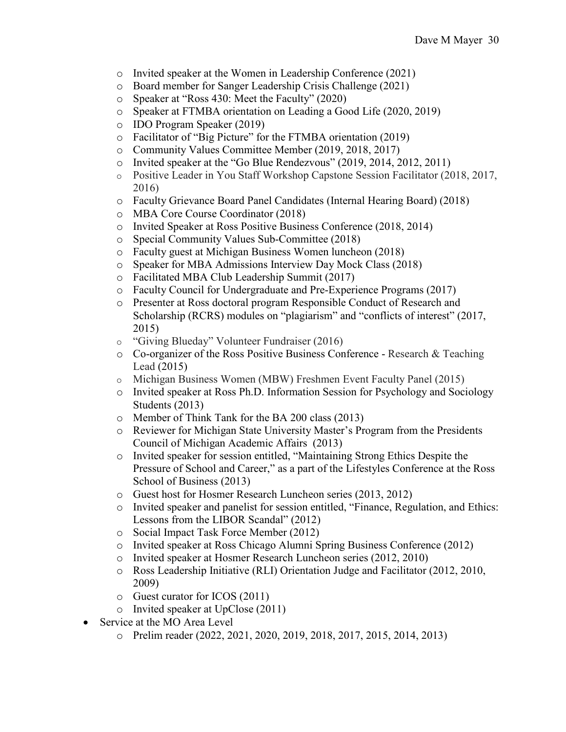- Invited speaker at the Women in Leadership Conference (2021)
  - Board member for Sanger Leadership Crisis Challenge (2021)
  - Speaker at "Ross 430: Meet the Faculty" (2020)
  - Speaker at FTMBA orientation on Leading a Good Life (2020, 2019)
  - IDO Program Speaker (2019)
  - Facilitator of "Big Picture" for the FTMBA orientation (2019)
  - Community Values Committee Member (2019, 2018, 2017)
  - Invited speaker at the "Go Blue Rendezvous" (2019, 2014, 2012, 2011)
  - Positive Leader in You Staff Workshop Capstone Session Facilitator (2018, 2017, 2016)
  - Faculty Grievance Board Panel Candidates (Internal Hearing Board) (2018)
  - MBA Core Course Coordinator (2018)
  - Invited Speaker at Ross Positive Business Conference (2018, 2014)
  - Special Community Values Sub-Committee (2018)
  - Faculty guest at Michigan Business Women luncheon (2018)
  - Speaker for MBA Admissions Interview Day Mock Class (2018)
  - Facilitated MBA Club Leadership Summit (2017)
  - Faculty Council for Undergraduate and Pre-Experience Programs (2017)
  - Presenter at Ross doctoral program Responsible Conduct of Research and Scholarship (RCRS) modules on "plagiarism" and "conflicts of interest" (2017, 2015)
  - "Giving Blueday" Volunteer Fundraiser (2016)
  - Co-organizer of the Ross Positive Business Conference - Research & Teaching Lead (2015)
  - Michigan Business Women (MBW) Freshmen Event Faculty Panel (2015)
  - Invited speaker at Ross Ph.D. Information Session for Psychology and Sociology Students (2013)
  - Member of Think Tank for the BA 200 class (2013)
  - Reviewer for Michigan State University Master's Program from the Presidents Council of Michigan Academic Affairs (2013)
  - Invited speaker for session entitled, "Maintaining Strong Ethics Despite the Pressure of School and Career," as a part of the Lifestyles Conference at the Ross School of Business (2013)
  - Guest host for Hosmer Research Luncheon series (2013, 2012)
  - Invited speaker and panelist for session entitled, "Finance, Regulation, and Ethics: Lessons from the LIBOR Scandal" (2012)
  - Social Impact Task Force Member (2012)
  - Invited speaker at Ross Chicago Alumni Spring Business Conference (2012)
  - Invited speaker at Hosmer Research Luncheon series (2012, 2010)
  - Ross Leadership Initiative (RLI) Orientation Judge and Facilitator (2012, 2010, 2009)
  - Guest curator for ICOS (2011)
  - Invited speaker at UpClose (2011)
- Service at the MO Area Level
  - Prelim reader (2022, 2021, 2020, 2019, 2018, 2017, 2015, 2014, 2013)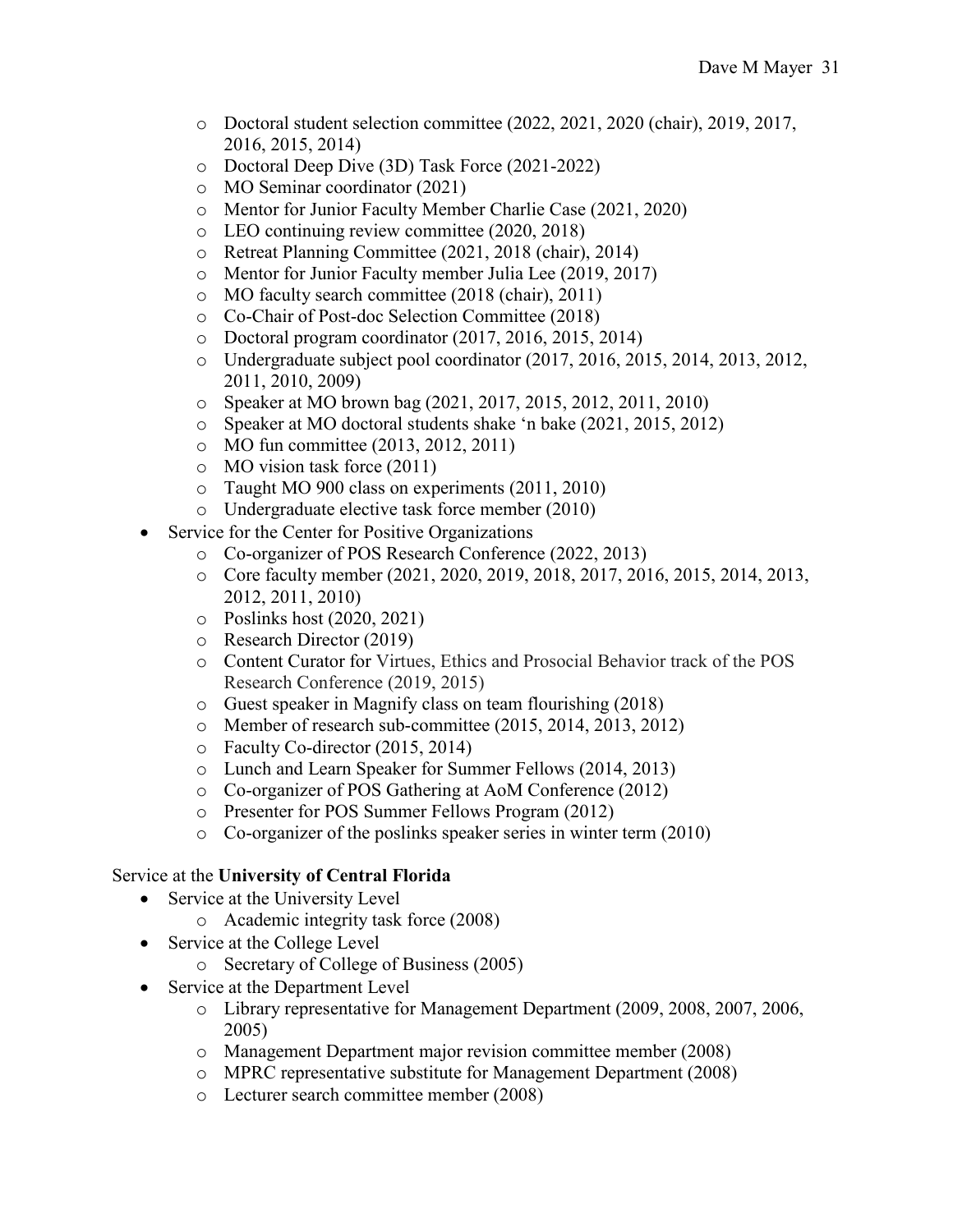- Doctoral student selection committee (2022, 2021, 2020 (chair), 2019, 2017, 2016, 2015, 2014)
   - Doctoral Deep Dive (3D) Task Force (2021-2022)
   - MO Seminar coordinator (2021)
   - Mentor for Junior Faculty Member Charlie Case (2021, 2020)
   - LEO continuing review committee (2020, 2018)
   - Retreat Planning Committee (2021, 2018 (chair), 2014)
   - Mentor for Junior Faculty member Julia Lee (2019, 2017)
   - MO faculty search committee (2018 (chair), 2011)
   - Co-Chair of Post-doc Selection Committee (2018)
   - Doctoral program coordinator (2017, 2016, 2015, 2014)
   - Undergraduate subject pool coordinator (2017, 2016, 2015, 2014, 2013, 2012, 2011, 2010, 2009)
   - Speaker at MO brown bag (2021, 2017, 2015, 2012, 2011, 2010)
   - Speaker at MO doctoral students shake 'n bake (2021, 2015, 2012)
   - MO fun committee (2013, 2012, 2011)
   - MO vision task force (2011)
   - Taught MO 900 class on experiments (2011, 2010)
   - Undergraduate elective task force member (2010)
- Service for the Center for Positive Organizations
   - Co-organizer of POS Research Conference (2022, 2013)
   - Core faculty member (2021, 2020, 2019, 2018, 2017, 2016, 2015, 2014, 2013, 2012, 2011, 2010)
   - Poslinks host (2020, 2021)
   - Research Director (2019)
   - Content Curator for Virtues, Ethics and Prosocial Behavior track of the POS Research Conference (2019, 2015)
   - Guest speaker in Magnify class on team flourishing (2018)
   - Member of research sub-committee (2015, 2014, 2013, 2012)
   - Faculty Co-director (2015, 2014)
   - Lunch and Learn Speaker for Summer Fellows (2014, 2013)
   - Co-organizer of POS Gathering at AoM Conference (2012)
   - Presenter for POS Summer Fellows Program (2012)
   - Co-organizer of the poslinks speaker series in winter term (2010)

Service at the **University of Central Florida**

- Service at the University Level
   - Academic integrity task force (2008)
- Service at the College Level
   - Secretary of College of Business (2005)
- Service at the Department Level
   - Library representative for Management Department (2009, 2008, 2007, 2006, 2005)
   - Management Department major revision committee member (2008)
   - MPRC representative substitute for Management Department (2008)
   - Lecturer search committee member (2008)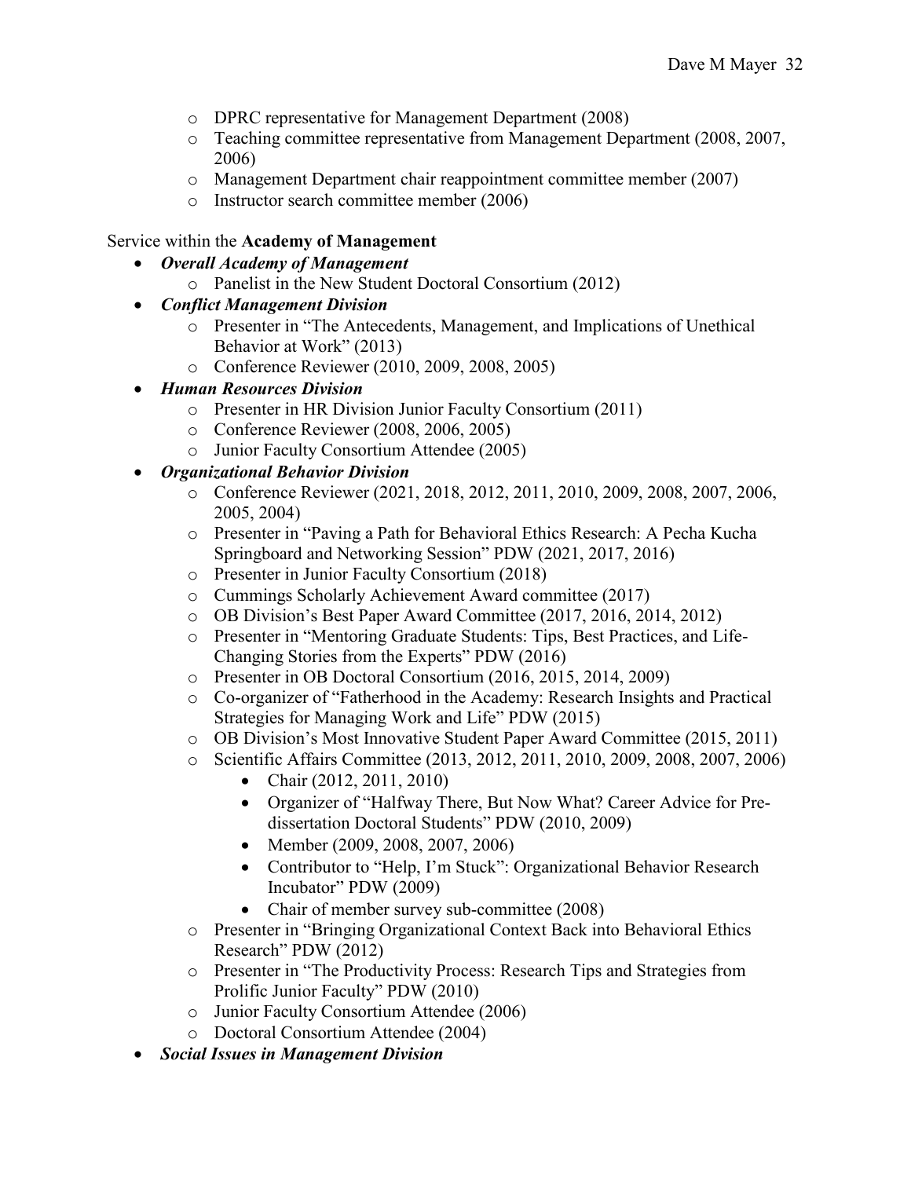- DPRC representative for Management Department (2008)
- Teaching committee representative from Management Department (2008, 2007, 2006)
- Management Department chair reappointment committee member (2007)
- Instructor search committee member (2006)

Service within the **Academy of Management**

- ***Overall Academy of Management***
  - Panelist in the New Student Doctoral Consortium (2012)
- ***Conflict Management Division***
  - Presenter in "The Antecedents, Management, and Implications of Unethical Behavior at Work" (2013)
  - Conference Reviewer (2010, 2009, 2008, 2005)
- ***Human Resources Division***
  - Presenter in HR Division Junior Faculty Consortium (2011)
  - Conference Reviewer (2008, 2006, 2005)
  - Junior Faculty Consortium Attendee (2005)
- ***Organizational Behavior Division***
  - Conference Reviewer (2021, 2018, 2012, 2011, 2010, 2009, 2008, 2007, 2006, 2005, 2004)
  - Presenter in "Paving a Path for Behavioral Ethics Research: A Pecha Kucha Springboard and Networking Session" PDW (2021, 2017, 2016)
  - Presenter in Junior Faculty Consortium (2018)
  - Cummings Scholarly Achievement Award committee (2017)
  - OB Division's Best Paper Award Committee (2017, 2016, 2014, 2012)
  - Presenter in "Mentoring Graduate Students: Tips, Best Practices, and Life-Changing Stories from the Experts" PDW (2016)
  - Presenter in OB Doctoral Consortium (2016, 2015, 2014, 2009)
  - Co-organizer of "Fatherhood in the Academy: Research Insights and Practical Strategies for Managing Work and Life" PDW (2015)
  - OB Division's Most Innovative Student Paper Award Committee (2015, 2011)
  - Scientific Affairs Committee (2013, 2012, 2011, 2010, 2009, 2008, 2007, 2006)
    - Chair (2012, 2011, 2010)
    - Organizer of "Halfway There, But Now What? Career Advice for Pre-dissertation Doctoral Students" PDW (2010, 2009)
    - Member (2009, 2008, 2007, 2006)
    - Contributor to "Help, I'm Stuck": Organizational Behavior Research Incubator" PDW (2009)
    - Chair of member survey sub-committee (2008)
  - Presenter in "Bringing Organizational Context Back into Behavioral Ethics Research" PDW (2012)
  - Presenter in "The Productivity Process: Research Tips and Strategies from Prolific Junior Faculty" PDW (2010)
  - Junior Faculty Consortium Attendee (2006)
  - Doctoral Consortium Attendee (2004)
- ***Social Issues in Management Division***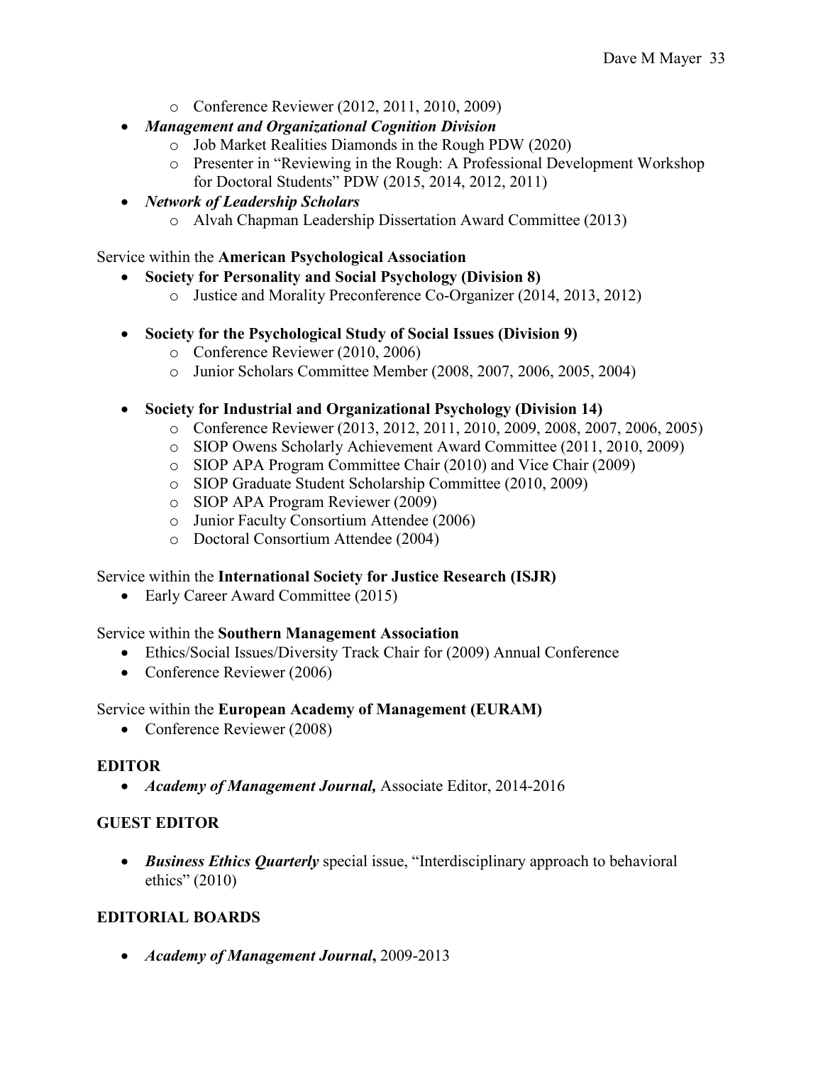- Conference Reviewer (2012, 2011, 2010, 2009)
- ***Management and Organizational Cognition Division***
    - Job Market Realities Diamonds in the Rough PDW (2020)
    - Presenter in "Reviewing in the Rough: A Professional Development Workshop for Doctoral Students" PDW (2015, 2014, 2012, 2011)
- ***Network of Leadership Scholars***
    - Alvah Chapman Leadership Dissertation Award Committee (2013)

Service within the **American Psychological Association**

- **Society for Personality and Social Psychology (Division 8)**
    - Justice and Morality Preconference Co-Organizer (2014, 2013, 2012)

- **Society for the Psychological Study of Social Issues (Division 9)**
    - Conference Reviewer (2010, 2006)
    - Junior Scholars Committee Member (2008, 2007, 2006, 2005, 2004)

- **Society for Industrial and Organizational Psychology (Division 14)**
    - Conference Reviewer (2013, 2012, 2011, 2010, 2009, 2008, 2007, 2006, 2005)
    - SIOP Owens Scholarly Achievement Award Committee (2011, 2010, 2009)
    - SIOP APA Program Committee Chair (2010) and Vice Chair (2009)
    - SIOP Graduate Student Scholarship Committee (2010, 2009)
    - SIOP APA Program Reviewer (2009)
    - Junior Faculty Consortium Attendee (2006)
    - Doctoral Consortium Attendee (2004)

Service within the **International Society for Justice Research (ISJR)**

- Early Career Award Committee (2015)

Service within the **Southern Management Association**

- Ethics/Social Issues/Diversity Track Chair for (2009) Annual Conference
- Conference Reviewer (2006)

Service within the **European Academy of Management (EURAM)**

- Conference Reviewer (2008)

## EDITOR

- ***Academy of Management Journal,*** Associate Editor, 2014-2016

## GUEST EDITOR

- ***Business Ethics Quarterly*** special issue, "Interdisciplinary approach to behavioral ethics" (2010)

## EDITORIAL BOARDS

- ***Academy of Management Journal*****,** 2009-2013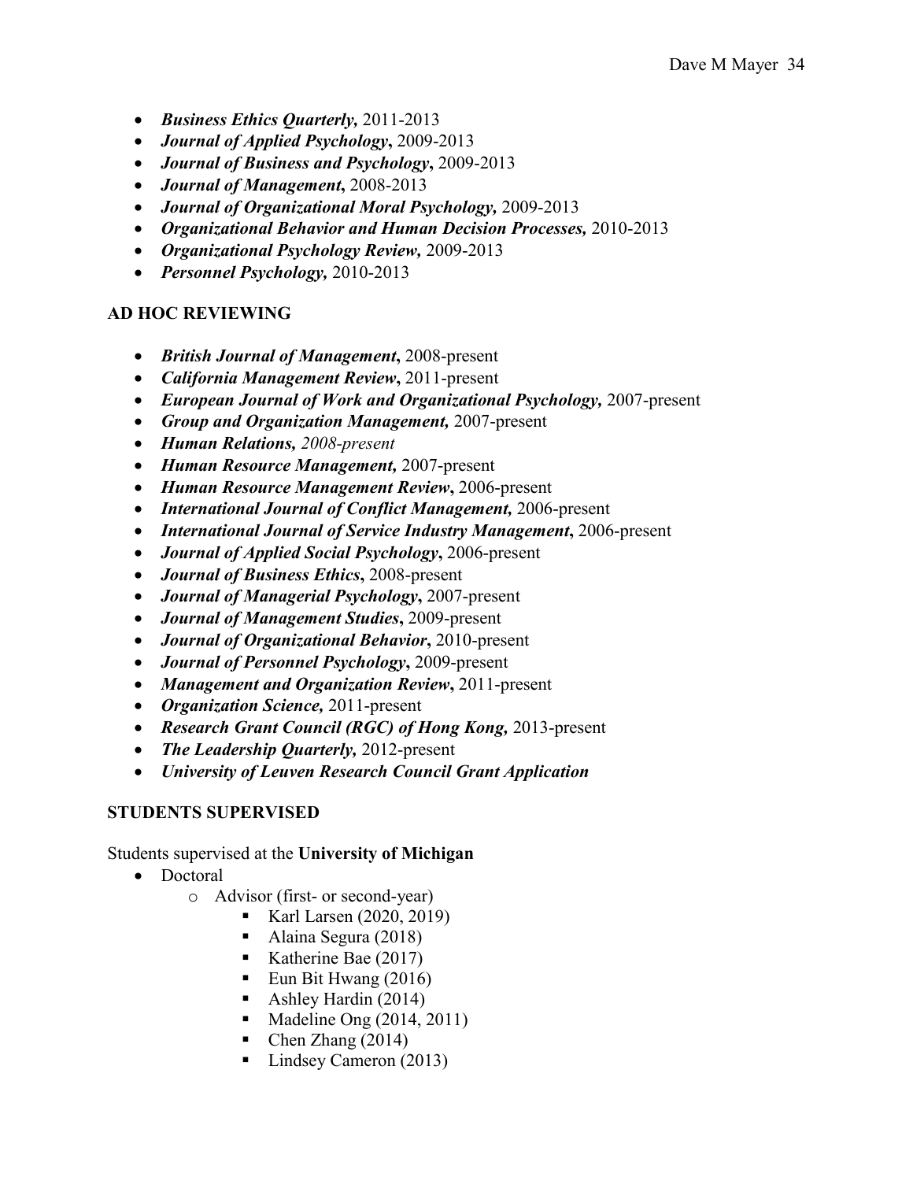- ***Business Ethics Quarterly,*** 2011-2013
- ***Journal of Applied Psychology*****,** 2009-2013
- ***Journal of Business and Psychology*****,** 2009-2013
- ***Journal of Management*****,** 2008-2013
- ***Journal of Organizational Moral Psychology,*** 2009-2013
- ***Organizational Behavior and Human Decision Processes,*** 2010-2013
- ***Organizational Psychology Review,*** 2009-2013
- ***Personnel Psychology,*** 2010-2013

## AD HOC REVIEWING

- ***British Journal of Management*****,** 2008-present
- ***California Management Review*****,** 2011-present
- ***European Journal of Work and Organizational Psychology,*** 2007-present
- ***Group and Organization Management,*** 2007-present
- ***Human Relations,*** *2008-present*
- ***Human Resource Management,*** 2007-present
- ***Human Resource Management Review*****,** 2006-present
- ***International Journal of Conflict Management,*** 2006-present
- ***International Journal of Service Industry Management*****,** 2006-present
- ***Journal of Applied Social Psychology*****,** 2006-present
- ***Journal of Business Ethics*****,** 2008-present
- ***Journal of Managerial Psychology*****,** 2007-present
- ***Journal of Management Studies*****,** 2009-present
- ***Journal of Organizational Behavior*****,** 2010-present
- ***Journal of Personnel Psychology*****,** 2009-present
- ***Management and Organization Review*****,** 2011-present
- ***Organization Science,*** 2011-present
- ***Research Grant Council (RGC) of Hong Kong,*** 2013-present
- ***The Leadership Quarterly,*** 2012-present
- ***University of Leuven Research Council Grant Application***

## STUDENTS SUPERVISED

Students supervised at the **University of Michigan**

- Doctoral
  - Advisor (first- or second-year)
    - Karl Larsen (2020, 2019)
    - Alaina Segura (2018)
    - Katherine Bae (2017)
    - Eun Bit Hwang (2016)
    - Ashley Hardin (2014)
    - Madeline Ong (2014, 2011)
    - Chen Zhang (2014)
    - Lindsey Cameron (2013)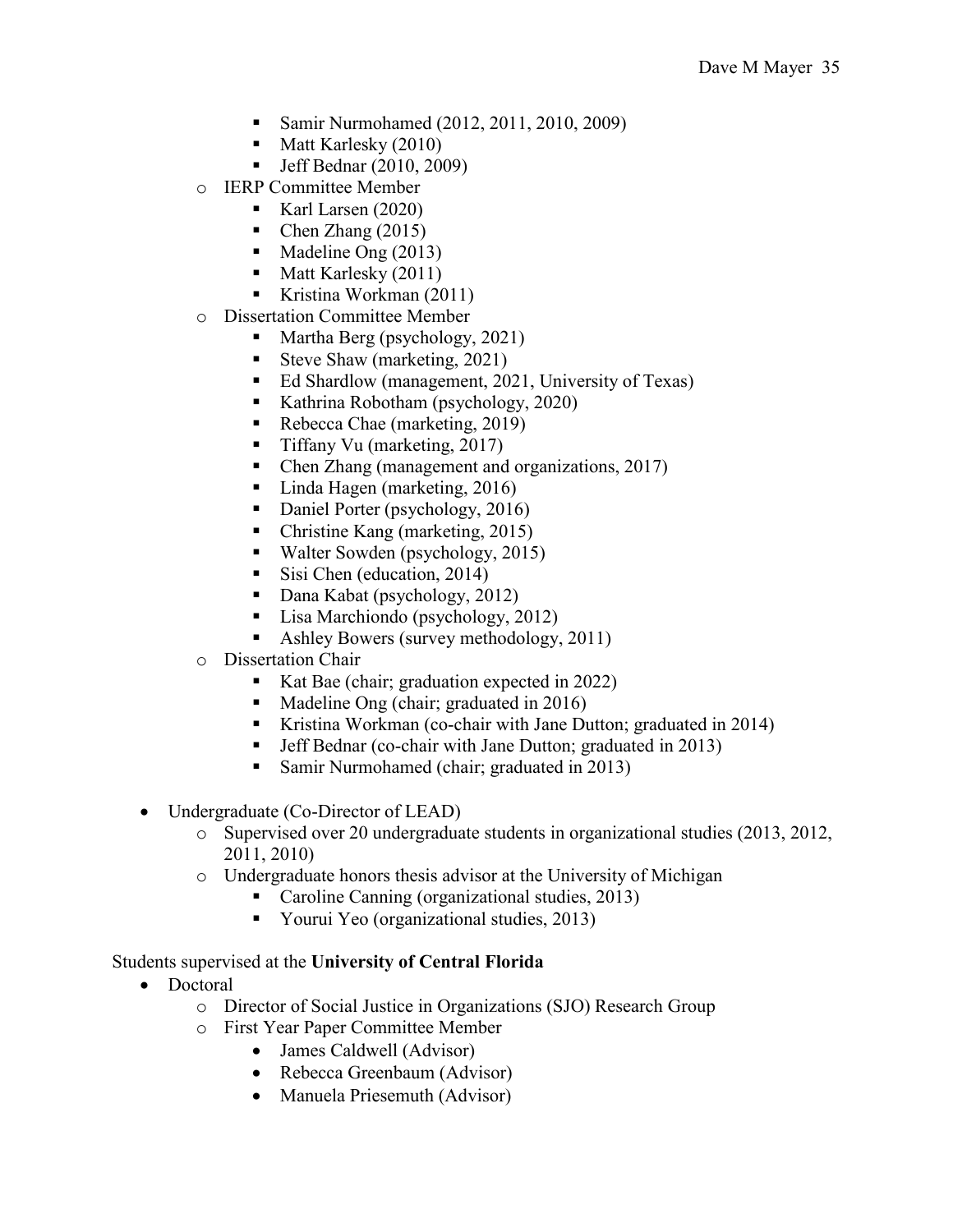- Samir Nurmohamed (2012, 2011, 2010, 2009)
        - Matt Karlesky (2010)
        - Jeff Bednar (2010, 2009)
    - IERP Committee Member
        - Karl Larsen (2020)
        - Chen Zhang (2015)
        - Madeline Ong (2013)
        - Matt Karlesky (2011)
        - Kristina Workman (2011)
    - Dissertation Committee Member
        - Martha Berg (psychology, 2021)
        - Steve Shaw (marketing, 2021)
        - Ed Shardlow (management, 2021, University of Texas)
        - Kathrina Robotham (psychology, 2020)
        - Rebecca Chae (marketing, 2019)
        - Tiffany Vu (marketing, 2017)
        - Chen Zhang (management and organizations, 2017)
        - Linda Hagen (marketing, 2016)
        - Daniel Porter (psychology, 2016)
        - Christine Kang (marketing, 2015)
        - Walter Sowden (psychology, 2015)
        - Sisi Chen (education, 2014)
        - Dana Kabat (psychology, 2012)
        - Lisa Marchiondo (psychology, 2012)
        - Ashley Bowers (survey methodology, 2011)
    - Dissertation Chair
        - Kat Bae (chair; graduation expected in 2022)
        - Madeline Ong (chair; graduated in 2016)
        - Kristina Workman (co-chair with Jane Dutton; graduated in 2014)
        - Jeff Bednar (co-chair with Jane Dutton; graduated in 2013)
        - Samir Nurmohamed (chair; graduated in 2013)

- Undergraduate (Co-Director of LEAD)
    - Supervised over 20 undergraduate students in organizational studies (2013, 2012, 2011, 2010)
    - Undergraduate honors thesis advisor at the University of Michigan
        - Caroline Canning (organizational studies, 2013)
        - Yourui Yeo (organizational studies, 2013)

Students supervised at the **University of Central Florida**

- Doctoral
    - Director of Social Justice in Organizations (SJO) Research Group
    - First Year Paper Committee Member
        - James Caldwell (Advisor)
        - Rebecca Greenbaum (Advisor)
        - Manuela Priesemuth (Advisor)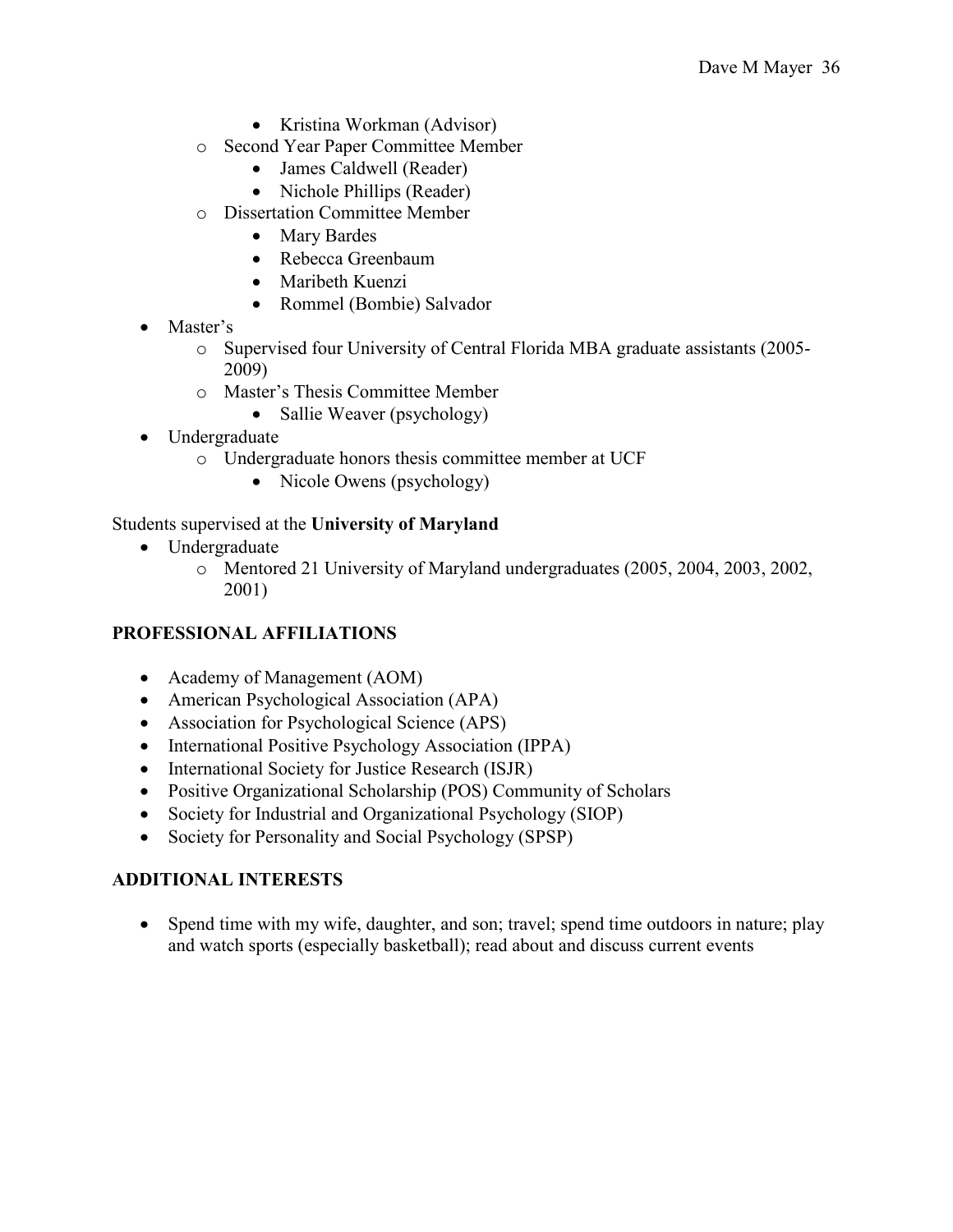- Kristina Workman (Advisor)
- Second Year Paper Committee Member
    - James Caldwell (Reader)
    - Nichole Phillips (Reader)
- Dissertation Committee Member
    - Mary Bardes
    - Rebecca Greenbaum
    - Maribeth Kuenzi
    - Rommel (Bombie) Salvador

- Master's
    - Supervised four University of Central Florida MBA graduate assistants (2005-2009)
    - Master's Thesis Committee Member
        - Sallie Weaver (psychology)
- Undergraduate
    - Undergraduate honors thesis committee member at UCF
        - Nicole Owens (psychology)

Students supervised at the **University of Maryland**

- Undergraduate
    - Mentored 21 University of Maryland undergraduates (2005, 2004, 2003, 2002, 2001)

## PROFESSIONAL AFFILIATIONS

- Academy of Management (AOM)
- American Psychological Association (APA)
- Association for Psychological Science (APS)
- International Positive Psychology Association (IPPA)
- International Society for Justice Research (ISJR)
- Positive Organizational Scholarship (POS) Community of Scholars
- Society for Industrial and Organizational Psychology (SIOP)
- Society for Personality and Social Psychology (SPSP)

## ADDITIONAL INTERESTS

- Spend time with my wife, daughter, and son; travel; spend time outdoors in nature; play and watch sports (especially basketball); read about and discuss current events